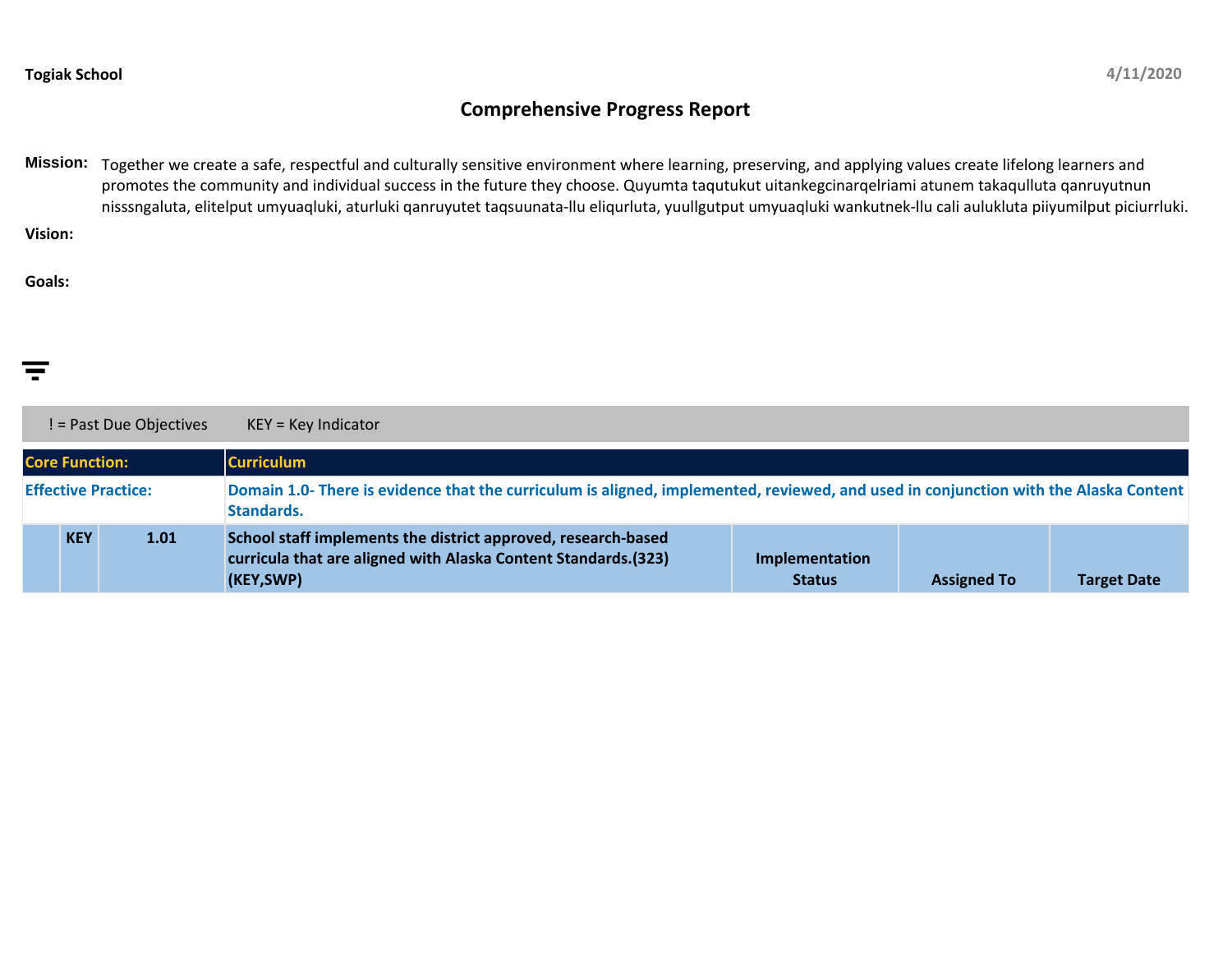**Togiak School** 4/11/2020

# Comprehensive Progress Report

**Mission:** Together we create a safe, respectful and culturally sensitive environment where learning, preserving, and applying values create lifelong learners and promotes the community and individual success in the future they choose. Quyumta taqutukut uitankegcinarqelriami atunem takaqulluta qanruyutnun nisssngaluta, elitelput umyuaqluki, aturluki qanruyutet taqsuunata-llu eliqurluta, yuullgutput umyuaqluki wankutnek-llu cali aulukluta piiyumilput piciurrluki.

**Vision:**

**Goals:**

! = Past Due Objectives KEY = Key Indicator

| Core Function: | | | Curriculum | | | |
|---|---|---|---|---|---|---|
| **Effective Practice:** | | | **Domain 1.0- There is evidence that the curriculum is aligned, implemented, reviewed, and used in conjunction with the Alaska Content Standards.** | | | |
| | **KEY** | **1.01** | **School staff implements the district approved, research-based curricula that are aligned with Alaska Content Standards.(323) (KEY,SWP)** | **Implementation Status** | **Assigned To** | **Target Date** |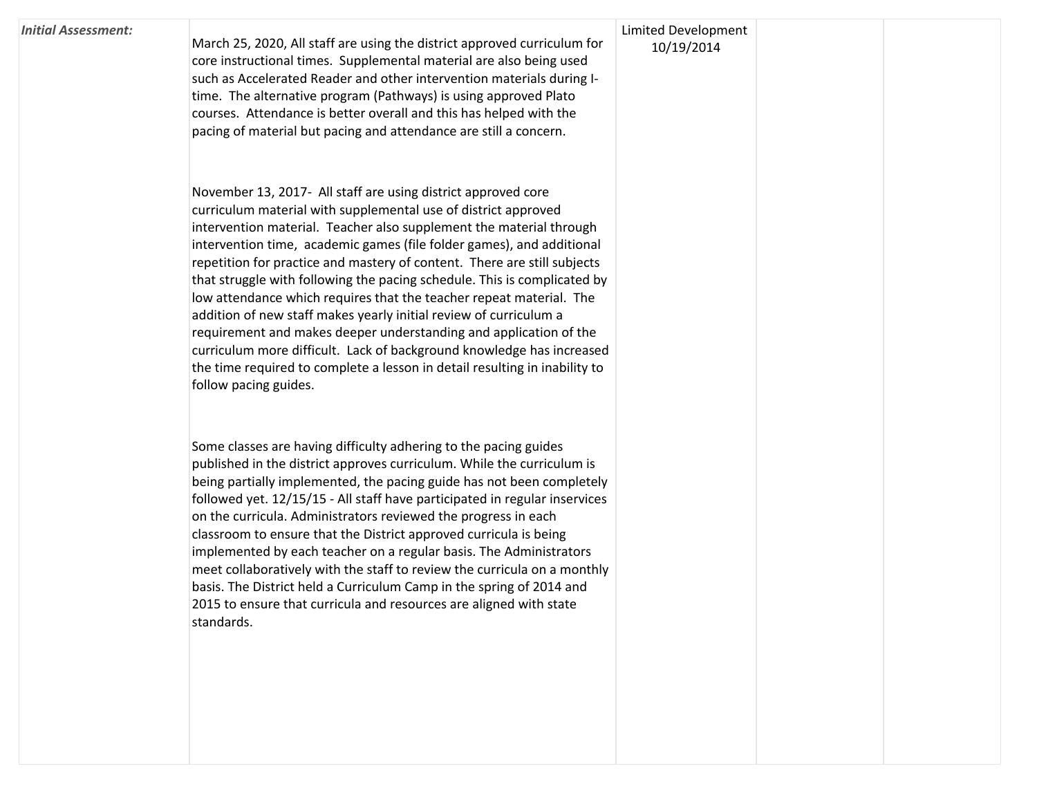| *Initial Assessment:* | March 25, 2020, All staff are using the district approved curriculum for core instructional times. Supplemental material are also being used such as Accelerated Reader and other intervention materials during I-time. The alternative program (Pathways) is using approved Plato courses. Attendance is better overall and this has helped with the pacing of material but pacing and attendance are still a concern.<br><br>November 13, 2017- All staff are using district approved core curriculum material with supplemental use of district approved intervention material. Teacher also supplement the material through intervention time, academic games (file folder games), and additional repetition for practice and mastery of content. There are still subjects that struggle with following the pacing schedule. This is complicated by low attendance which requires that the teacher repeat material. The addition of new staff makes yearly initial review of curriculum a requirement and makes deeper understanding and application of the curriculum more difficult. Lack of background knowledge has increased the time required to complete a lesson in detail resulting in inability to follow pacing guides.<br><br>Some classes are having difficulty adhering to the pacing guides published in the district approves curriculum. While the curriculum is being partially implemented, the pacing guide has not been completely followed yet. 12/15/15 - All staff have participated in regular inservices on the curricula. Administrators reviewed the progress in each classroom to ensure that the District approved curricula is being implemented by each teacher on a regular basis. The Administrators meet collaboratively with the staff to review the curricula on a monthly basis. The District held a Curriculum Camp in the spring of 2014 and 2015 to ensure that curricula and resources are aligned with state standards. | Limited Development 10/19/2014 | | |
|---|---|---|---|---|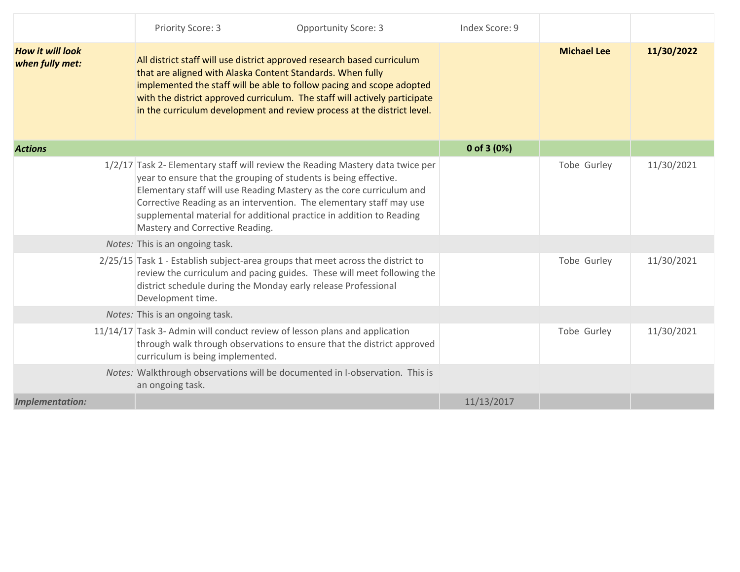| | | | | |
|---|---|---|---|---|
| | Priority Score: 3 Opportunity Score: 3 Index Score: 9 | | | |
| ***How it will look when fully met:*** | All district staff will use district approved research based curriculum that are aligned with Alaska Content Standards. When fully implemented the staff will be able to follow pacing and scope adopted with the district approved curriculum. The staff will actively participate in the curriculum development and review process at the district level. | | **Michael Lee** | **11/30/2022** |
| ***Actions*** | | **0 of 3 (0%)** | | |
| 1/2/17 | Task 2- Elementary staff will review the Reading Mastery data twice per year to ensure that the grouping of students is being effective. Elementary staff will use Reading Mastery as the core curriculum and Corrective Reading as an intervention. The elementary staff may use supplemental material for additional practice in addition to Reading Mastery and Corrective Reading. | | Tobe Gurley | 11/30/2021 |
| *Notes:* | This is an ongoing task. | | | |
| 2/25/15 | Task 1 - Establish subject-area groups that meet across the district to review the curriculum and pacing guides. These will meet following the district schedule during the Monday early release Professional Development time. | | Tobe Gurley | 11/30/2021 |
| *Notes:* | This is an ongoing task. | | | |
| 11/14/17 | Task 3- Admin will conduct review of lesson plans and application through walk through observations to ensure that the district approved curriculum is being implemented. | | Tobe Gurley | 11/30/2021 |
| *Notes:* | Walkthrough observations will be documented in I-observation. This is an ongoing task. | | | |
| ***Implementation:*** | | 11/13/2017 | | |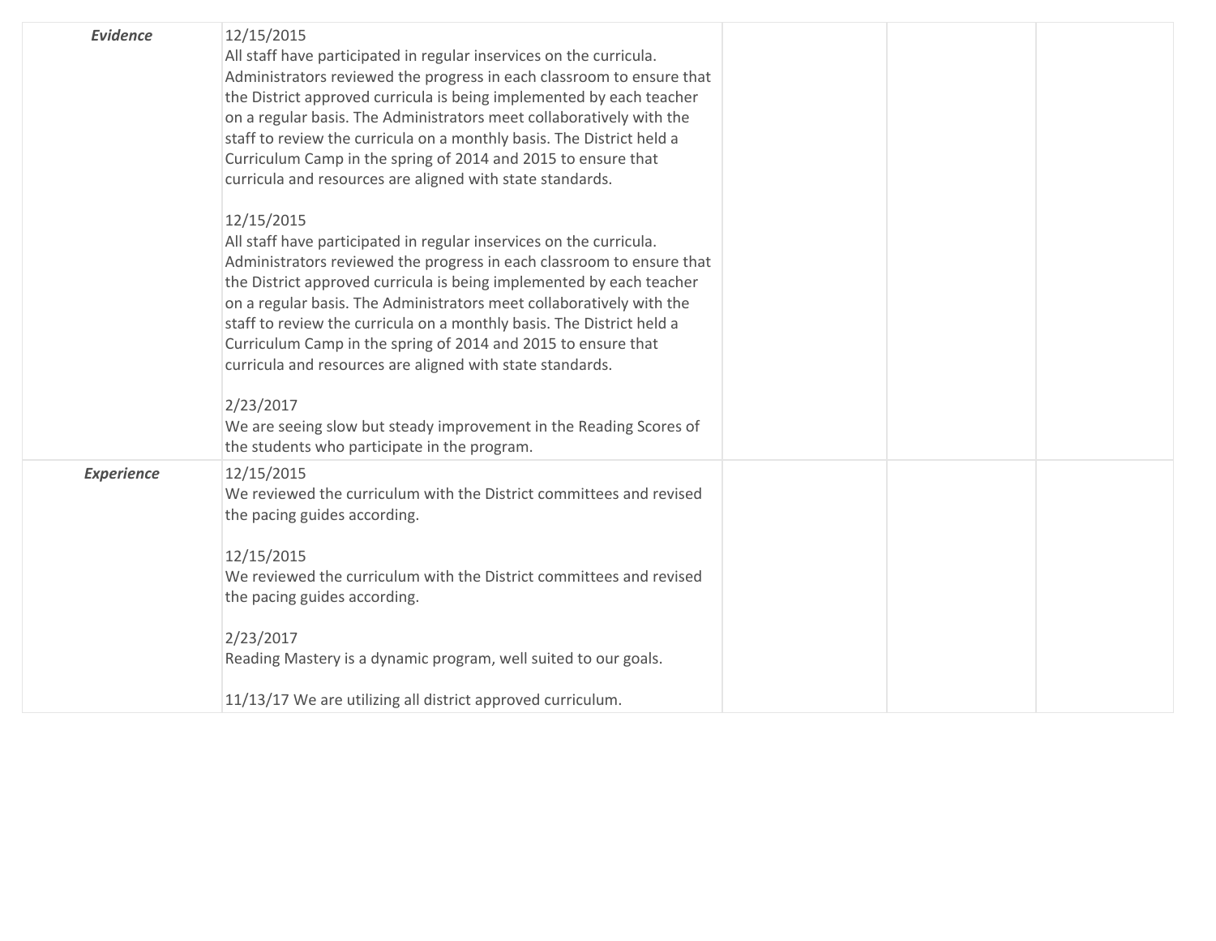| | | | | |
|---|---|---|---|---|
| ***Evidence*** | 12/15/2015<br>All staff have participated in regular inservices on the curricula. Administrators reviewed the progress in each classroom to ensure that the District approved curricula is being implemented by each teacher on a regular basis. The Administrators meet collaboratively with the staff to review the curricula on a monthly basis. The District held a Curriculum Camp in the spring of 2014 and 2015 to ensure that curricula and resources are aligned with state standards.<br><br>12/15/2015<br>All staff have participated in regular inservices on the curricula. Administrators reviewed the progress in each classroom to ensure that the District approved curricula is being implemented by each teacher on a regular basis. The Administrators meet collaboratively with the staff to review the curricula on a monthly basis. The District held a Curriculum Camp in the spring of 2014 and 2015 to ensure that curricula and resources are aligned with state standards.<br><br>2/23/2017<br>We are seeing slow but steady improvement in the Reading Scores of the students who participate in the program. | | | |
| ***Experience*** | 12/15/2015<br>We reviewed the curriculum with the District committees and revised the pacing guides according.<br><br>12/15/2015<br>We reviewed the curriculum with the District committees and revised the pacing guides according.<br><br>2/23/2017<br>Reading Mastery is a dynamic program, well suited to our goals.<br><br>11/13/17 We are utilizing all district approved curriculum. | | | |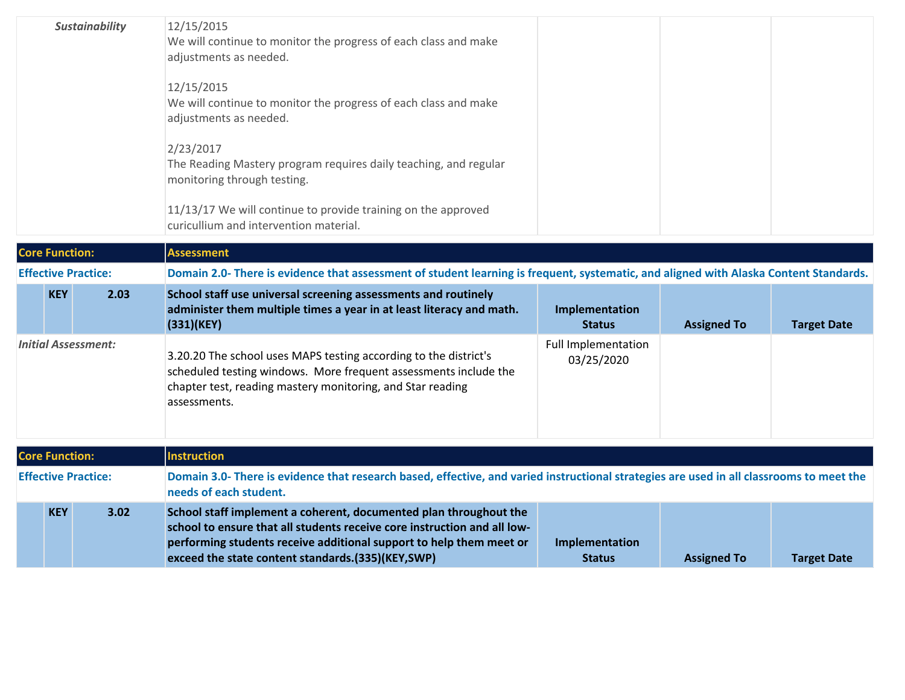| | | | | | | |
|---|---|---|---|---|---|---|
| ***Sustainability*** | | | 12/15/2015<br>We will continue to monitor the progress of each class and make adjustments as needed.<br><br>12/15/2015<br>We will continue to monitor the progress of each class and make adjustments as needed.<br><br>2/23/2017<br>The Reading Mastery program requires daily teaching, and regular monitoring through testing.<br><br>11/13/17 We will continue to provide training on the approved curicullium and intervention material. | | | |

| | | | | | | |
|---|---|---|---|---|---|---|
| **Core Function:** | | | **Assessment** | | | |
| **Effective Practice:** | | | **Domain 2.0- There is evidence that assessment of student learning is frequent, systematic, and aligned with Alaska Content Standards.** | | | |
| | **KEY** | **2.03** | **School staff use universal screening assessments and routinely administer them multiple times a year in at least literacy and math.(331)(KEY)** | **Implementation Status** | **Assigned To** | **Target Date** |
| ***Initial Assessment:*** | | | 3.20.20 The school uses MAPS testing according to the district's scheduled testing windows. More frequent assessments include the chapter test, reading mastery monitoring, and Star reading assessments. | Full Implementation 03/25/2020 | | |

| | | | | | | |
|---|---|---|---|---|---|---|
| **Core Function:** | | | **Instruction** | | | |
| **Effective Practice:** | | | **Domain 3.0- There is evidence that research based, effective, and varied instructional strategies are used in all classrooms to meet the needs of each student.** | | | |
| | **KEY** | **3.02** | **School staff implement a coherent, documented plan throughout the school to ensure that all students receive core instruction and all low-performing students receive additional support to help them meet or exceed the state content standards.(335)(KEY,SWP)** | **Implementation Status** | **Assigned To** | **Target Date** |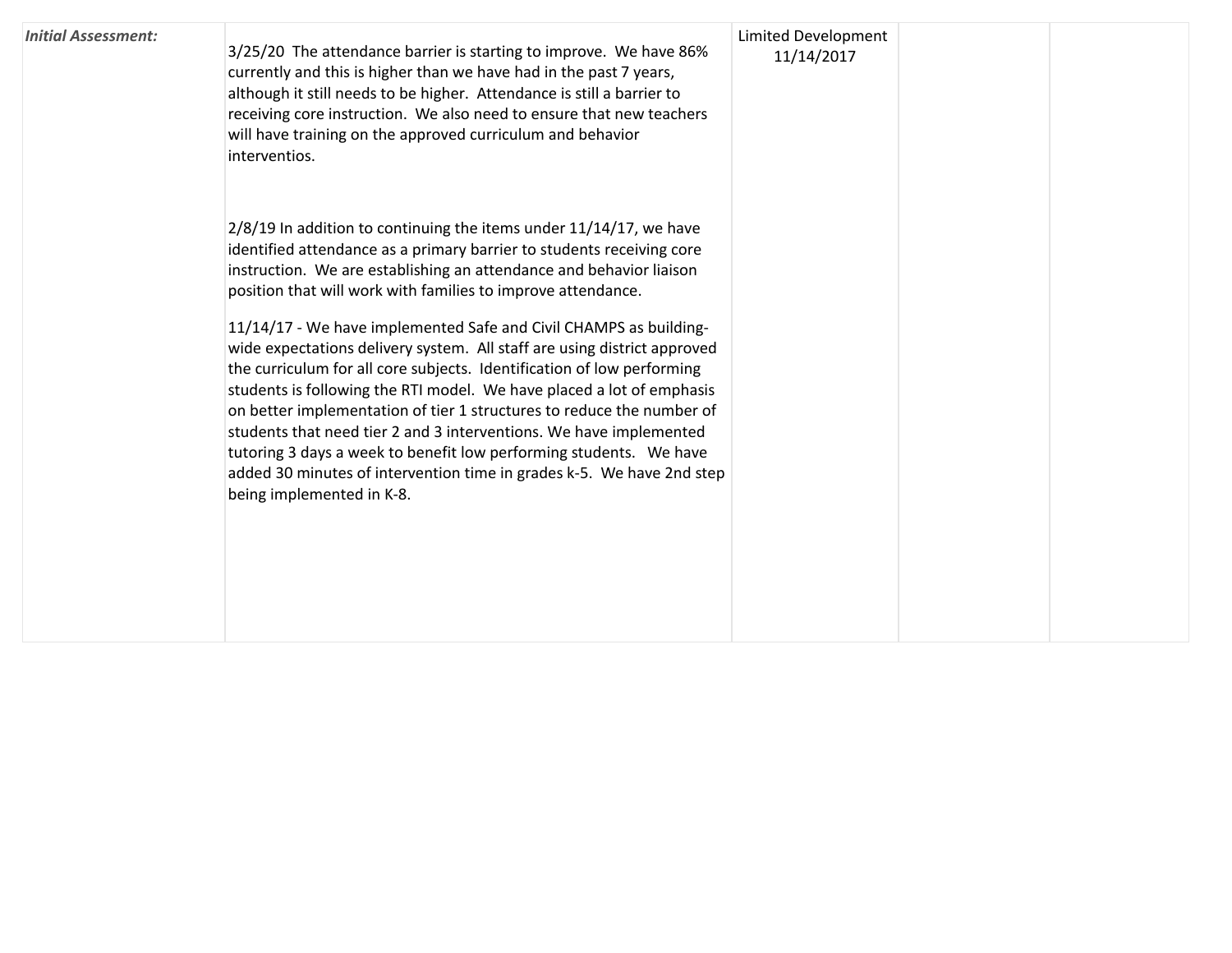| | | | | |
|---|---|---|---|---|
| ***Initial Assessment:*** | 3/25/20 The attendance barrier is starting to improve. We have 86% currently and this is higher than we have had in the past 7 years, although it still needs to be higher. Attendance is still a barrier to receiving core instruction. We also need to ensure that new teachers will have training on the approved curriculum and behavior interventios.<br><br>2/8/19 In addition to continuing the items under 11/14/17, we have identified attendance as a primary barrier to students receiving core instruction. We are establishing an attendance and behavior liaison position that will work with families to improve attendance.<br><br>11/14/17 - We have implemented Safe and Civil CHAMPS as building-wide expectations delivery system. All staff are using district approved the curriculum for all core subjects. Identification of low performing students is following the RTI model. We have placed a lot of emphasis on better implementation of tier 1 structures to reduce the number of students that need tier 2 and 3 interventions. We have implemented tutoring 3 days a week to benefit low performing students. We have added 30 minutes of intervention time in grades k-5. We have 2nd step being implemented in K-8. | Limited Development 11/14/2017 | | |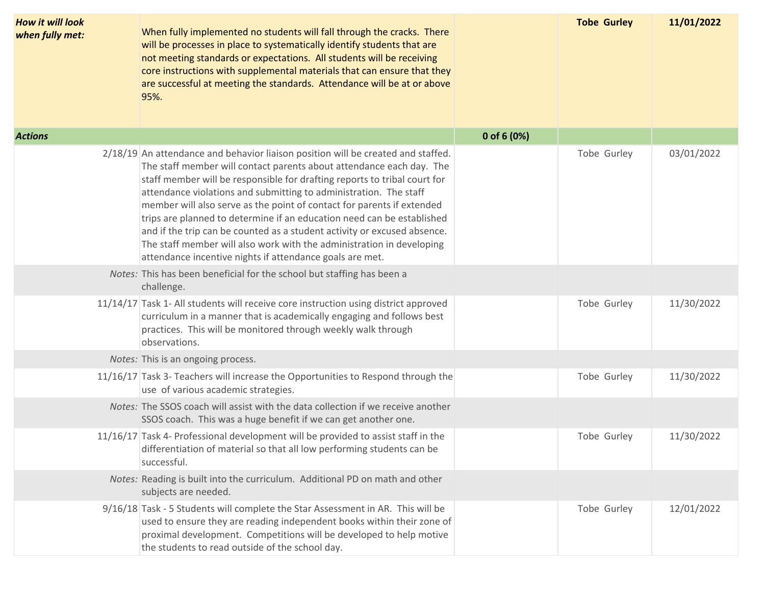| | | | | |
|---|---|---|---|---|
| ***How it will look when fully met:*** | When fully implemented no students will fall through the cracks. There will be processes in place to systematically identify students that are not meeting standards or expectations. All students will be receiving core instructions with supplemental materials that can ensure that they are successful at meeting the standards. Attendance will be at or above 95%. | | **Tobe Gurley** | **11/01/2022** |
| ***Actions*** | | **0 of 6 (0%)** | | |
| 2/18/19 | An attendance and behavior liaison position will be created and staffed. The staff member will contact parents about attendance each day. The staff member will be responsible for drafting reports to tribal court for attendance violations and submitting to administration. The staff member will also serve as the point of contact for parents if extended trips are planned to determine if an education need can be established and if the trip can be counted as a student activity or excused absence. The staff member will also work with the administration in developing attendance incentive nights if attendance goals are met. | | Tobe Gurley | 03/01/2022 |
| *Notes:* | This has been beneficial for the school but staffing has been a challenge. | | | |
| 11/14/17 | Task 1- All students will receive core instruction using district approved curriculum in a manner that is academically engaging and follows best practices. This will be monitored through weekly walk through observations. | | Tobe Gurley | 11/30/2022 |
| *Notes:* | This is an ongoing process. | | | |
| 11/16/17 | Task 3- Teachers will increase the Opportunities to Respond through the use of various academic strategies. | | Tobe Gurley | 11/30/2022 |
| *Notes:* | The SSOS coach will assist with the data collection if we receive another SSOS coach. This was a huge benefit if we can get another one. | | | |
| 11/16/17 | Task 4- Professional development will be provided to assist staff in the differentiation of material so that all low performing students can be successful. | | Tobe Gurley | 11/30/2022 |
| *Notes:* | Reading is built into the curriculum. Additional PD on math and other subjects are needed. | | | |
| 9/16/18 | Task - 5 Students will complete the Star Assessment in AR. This will be used to ensure they are reading independent books within their zone of proximal development. Competitions will be developed to help motive the students to read outside of the school day. | | Tobe Gurley | 12/01/2022 |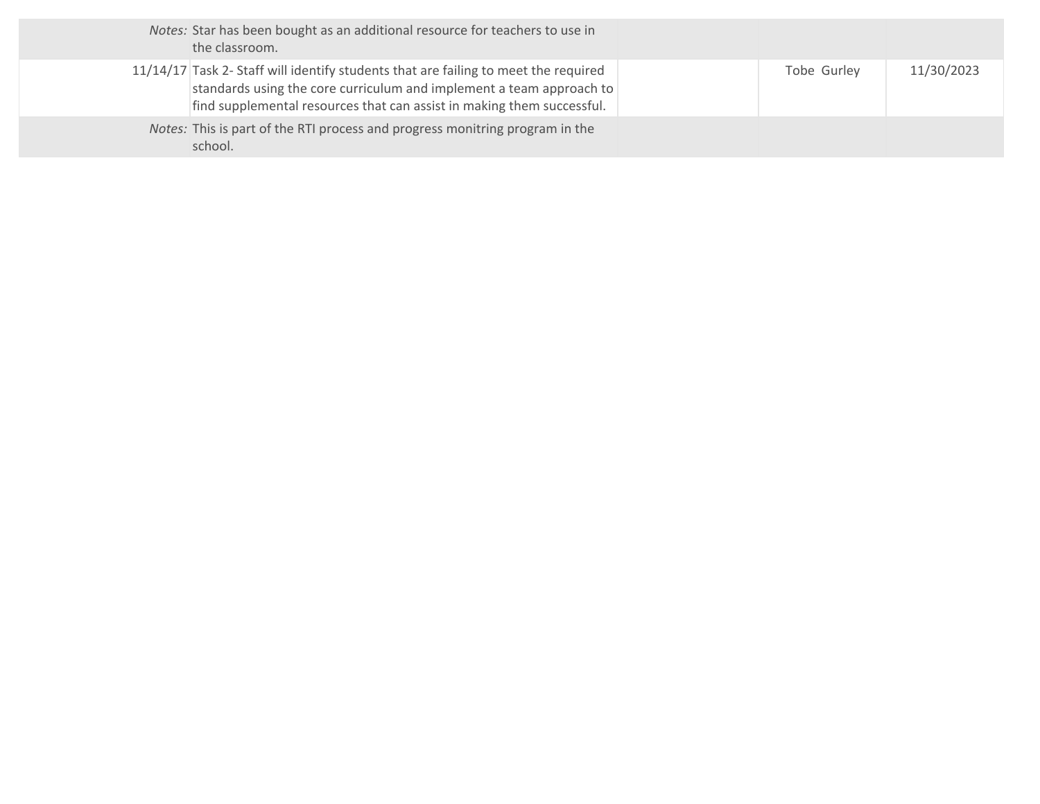| | | | | |
|---|---|---|---|---|
| *Notes:* | Star has been bought as an additional resource for teachers to use in the classroom. | | | |
| 11/14/17 | Task 2- Staff will identify students that are failing to meet the required standards using the core curriculum and implement a team approach to find supplemental resources that can assist in making them successful. | | Tobe Gurley | 11/30/2023 |
| *Notes:* | This is part of the RTI process and progress monitring program in the school. | | | |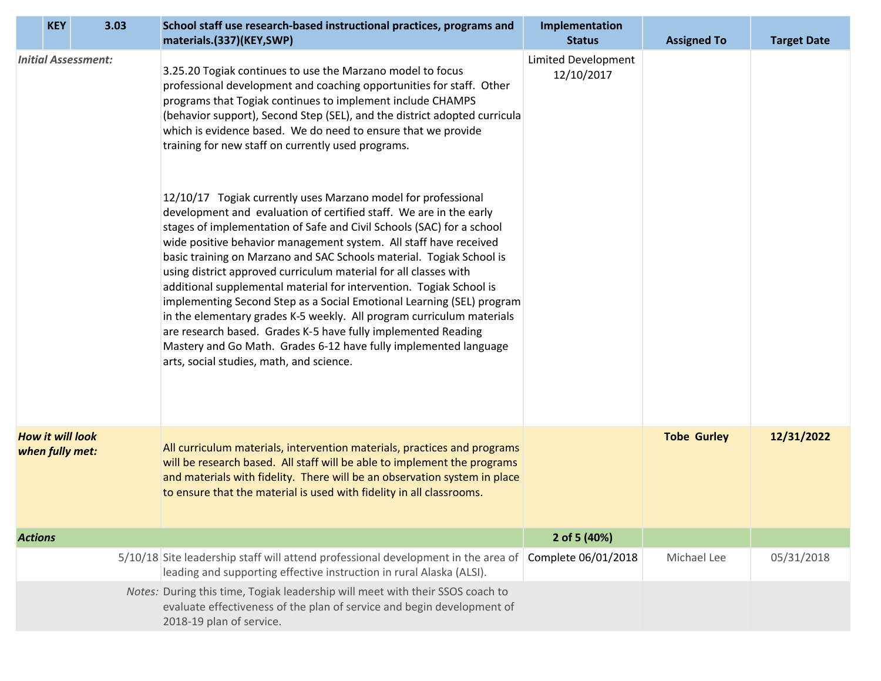| | KEY | 3.03 | School staff use research-based instructional practices, programs and materials.(337)(KEY,SWP) | Implementation Status | Assigned To | Target Date |
|---|---|---|---|---|---|---|
| *Initial Assessment:* | | | 3.25.20 Togiak continues to use the Marzano model to focus professional development and coaching opportunities for staff. Other programs that Togiak continues to implement include CHAMPS (behavior support), Second Step (SEL), and the district adopted curricula which is evidence based. We do need to ensure that we provide training for new staff on currently used programs.<br><br>12/10/17 Togiak currently uses Marzano model for professional development and evaluation of certified staff. We are in the early stages of implementation of Safe and Civil Schools (SAC) for a school wide positive behavior management system. All staff have received basic training on Marzano and SAC Schools material. Togiak School is using district approved curriculum material for all classes with additional supplemental material for intervention. Togiak School is implementing Second Step as a Social Emotional Learning (SEL) program in the elementary grades K-5 weekly. All program curriculum materials are research based. Grades K-5 have fully implemented Reading Mastery and Go Math. Grades 6-12 have fully implemented language arts, social studies, math, and science. | Limited Development 12/10/2017 | | |
| ***How it will look when fully met:*** | | | All curriculum materials, intervention materials, practices and programs will be research based. All staff will be able to implement the programs and materials with fidelity. There will be an observation system in place to ensure that the material is used with fidelity in all classrooms. | | **Tobe Gurley** | **12/31/2022** |
| ***Actions*** | | | | **2 of 5 (40%)** | | |
| | | 5/10/18 | Site leadership staff will attend professional development in the area of leading and supporting effective instruction in rural Alaska (ALSI). | Complete 06/01/2018 | Michael Lee | 05/31/2018 |
| | | *Notes:* | During this time, Togiak leadership will meet with their SSOS coach to evaluate effectiveness of the plan of service and begin development of 2018-19 plan of service. | | | |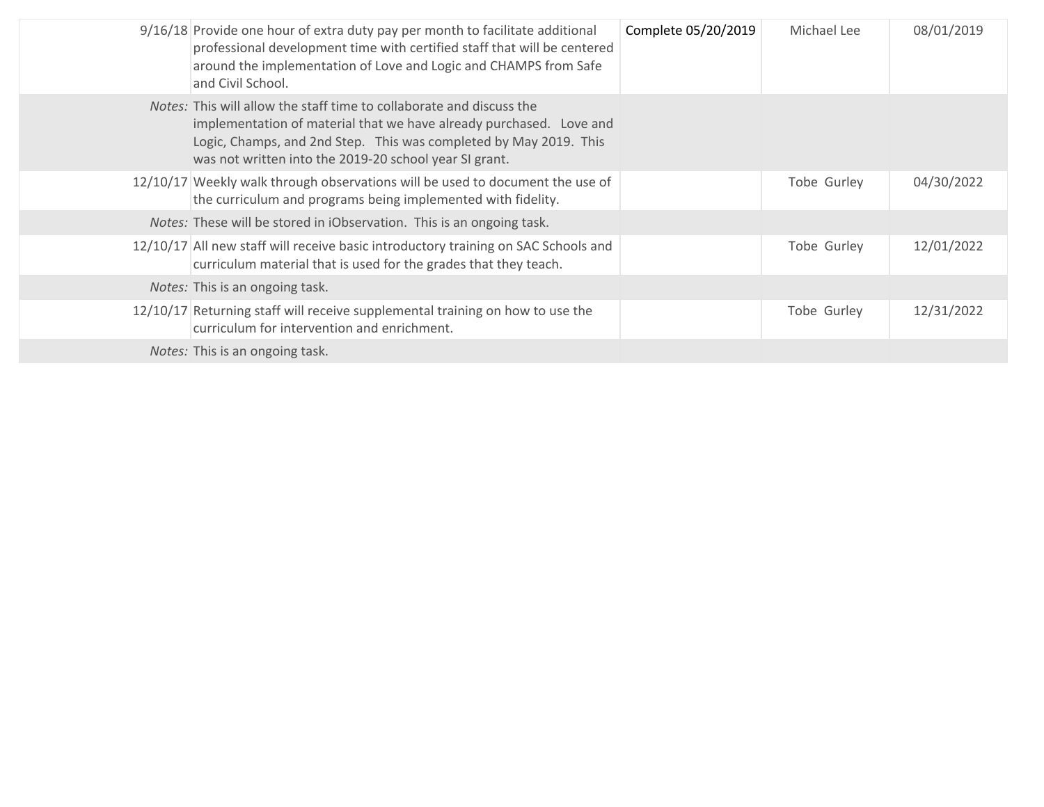| | | | | |
|---|---|---|---|---|
| 9/16/18 | Provide one hour of extra duty pay per month to facilitate additional professional development time with certified staff that will be centered around the implementation of Love and Logic and CHAMPS from Safe and Civil School. | Complete 05/20/2019 | Michael Lee | 08/01/2019 |
| *Notes:* | This will allow the staff time to collaborate and discuss the implementation of material that we have already purchased. Love and Logic, Champs, and 2nd Step. This was completed by May 2019. This was not written into the 2019-20 school year SI grant. | | | |
| 12/10/17 | Weekly walk through observations will be used to document the use of the curriculum and programs being implemented with fidelity. | | Tobe Gurley | 04/30/2022 |
| *Notes:* | These will be stored in iObservation. This is an ongoing task. | | | |
| 12/10/17 | All new staff will receive basic introductory training on SAC Schools and curriculum material that is used for the grades that they teach. | | Tobe Gurley | 12/01/2022 |
| *Notes:* | This is an ongoing task. | | | |
| 12/10/17 | Returning staff will receive supplemental training on how to use the curriculum for intervention and enrichment. | | Tobe Gurley | 12/31/2022 |
| *Notes:* | This is an ongoing task. | | | |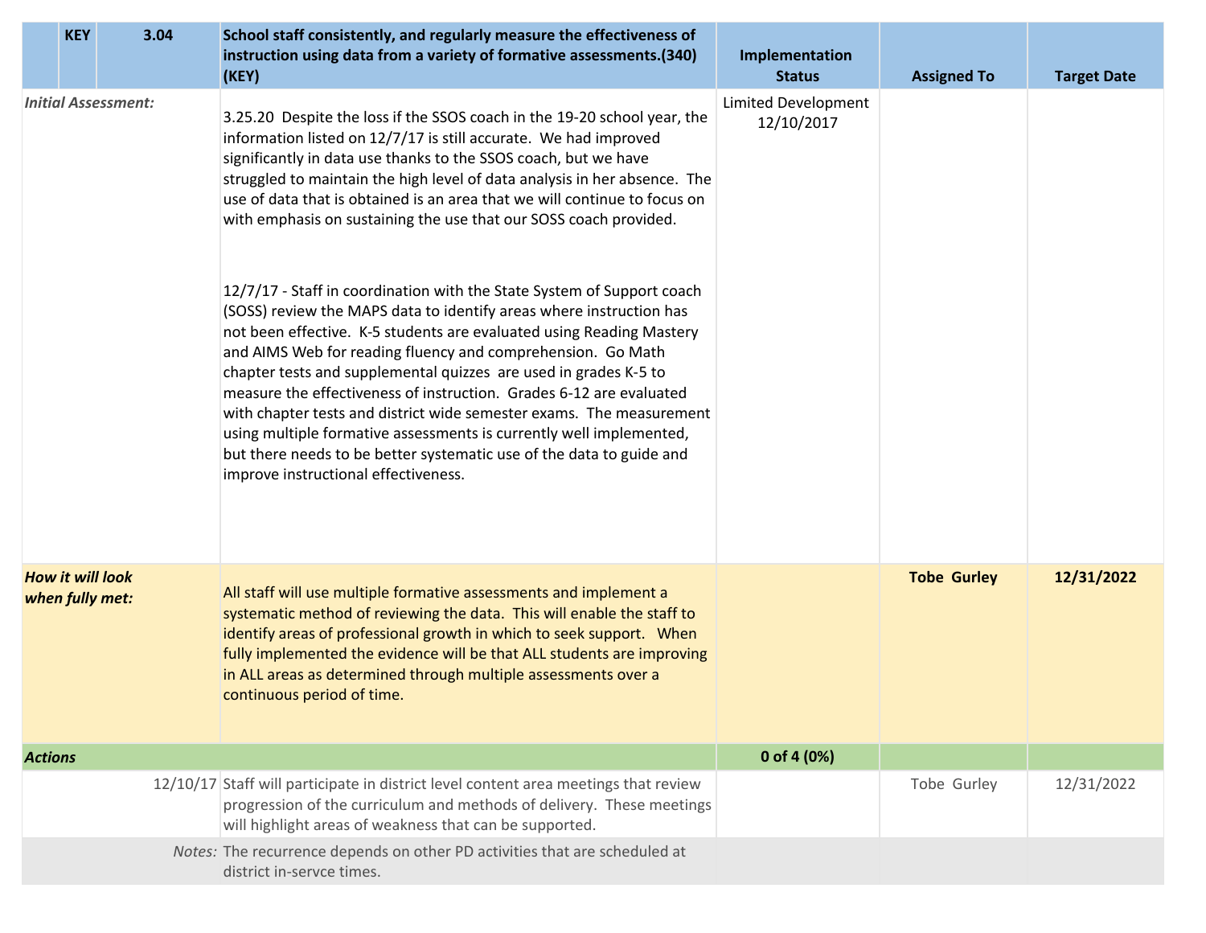| | KEY | 3.04 | School staff consistently, and regularly measure the effectiveness of instruction using data from a variety of formative assessments.(340) (KEY) | Implementation Status | Assigned To | Target Date |
|---|---|---|---|---|---|---|
| *Initial Assessment:* | | | 3.25.20 Despite the loss if the SSOS coach in the 19-20 school year, the information listed on 12/7/17 is still accurate. We had improved significantly in data use thanks to the SSOS coach, but we have struggled to maintain the high level of data analysis in her absence. The use of data that is obtained is an area that we will continue to focus on with emphasis on sustaining the use that our SOSS coach provided.<br><br>12/7/17 - Staff in coordination with the State System of Support coach (SOSS) review the MAPS data to identify areas where instruction has not been effective. K-5 students are evaluated using Reading Mastery and AIMS Web for reading fluency and comprehension. Go Math chapter tests and supplemental quizzes are used in grades K-5 to measure the effectiveness of instruction. Grades 6-12 are evaluated with chapter tests and district wide semester exams. The measurement using multiple formative assessments is currently well implemented, but there needs to be better systematic use of the data to guide and improve instructional effectiveness. | Limited Development 12/10/2017 | | |
| ***How it will look when fully met:*** | | | All staff will use multiple formative assessments and implement a systematic method of reviewing the data. This will enable the staff to identify areas of professional growth in which to seek support. When fully implemented the evidence will be that ALL students are improving in ALL areas as determined through multiple assessments over a continuous period of time. | | **Tobe Gurley** | **12/31/2022** |
| ***Actions*** | | | | **0 of 4 (0%)** | | |
| | | 12/10/17 | Staff will participate in district level content area meetings that review progression of the curriculum and methods of delivery. These meetings will highlight areas of weakness that can be supported. | | Tobe Gurley | 12/31/2022 |
| | | *Notes:* | The recurrence depends on other PD activities that are scheduled at district in-servce times. | | | |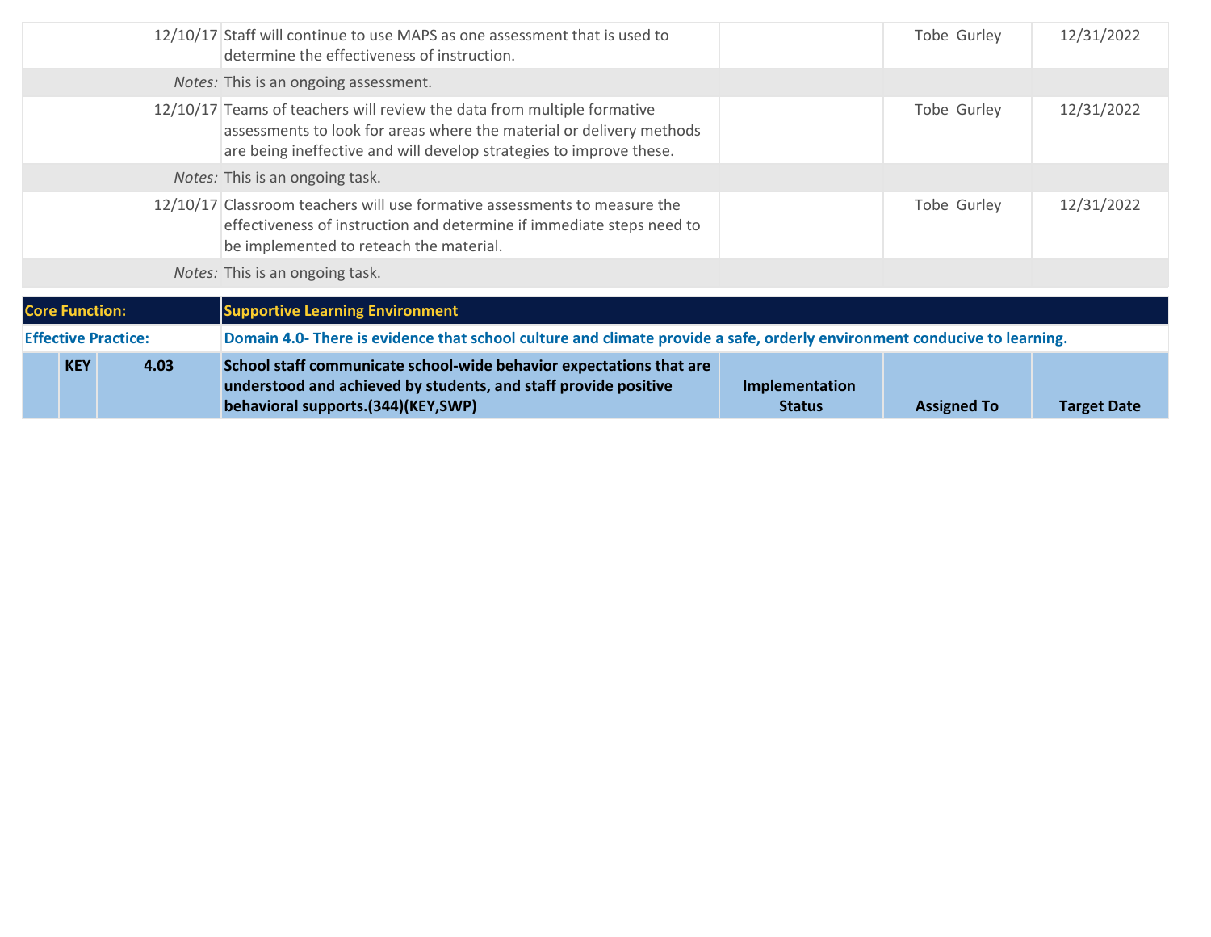| | | | | | |
|---|---|---|---|---|---|
| 12/10/17 | Staff will continue to use MAPS as one assessment that is used to determine the effectiveness of instruction. | | Tobe Gurley | 12/31/2022 |
| *Notes:* | This is an ongoing assessment. | | | |
| 12/10/17 | Teams of teachers will review the data from multiple formative assessments to look for areas where the material or delivery methods are being ineffective and will develop strategies to improve these. | | Tobe Gurley | 12/31/2022 |
| *Notes:* | This is an ongoing task. | | | |
| 12/10/17 | Classroom teachers will use formative assessments to measure the effectiveness of instruction and determine if immediate steps need to be implemented to reteach the material. | | Tobe Gurley | 12/31/2022 |
| *Notes:* | This is an ongoing task. | | | |

| | | | | | | |
|---|---|---|---|---|---|---|
| **Core Function:** | | | **Supportive Learning Environment** | | | |
| **Effective Practice:** | | | **Domain 4.0- There is evidence that school culture and climate provide a safe, orderly environment conducive to learning.** | | | |
| | **KEY** | **4.03** | **School staff communicate school-wide behavior expectations that are understood and achieved by students, and staff provide positive behavioral supports.(344)(KEY,SWP)** | **Implementation Status** | **Assigned To** | **Target Date** |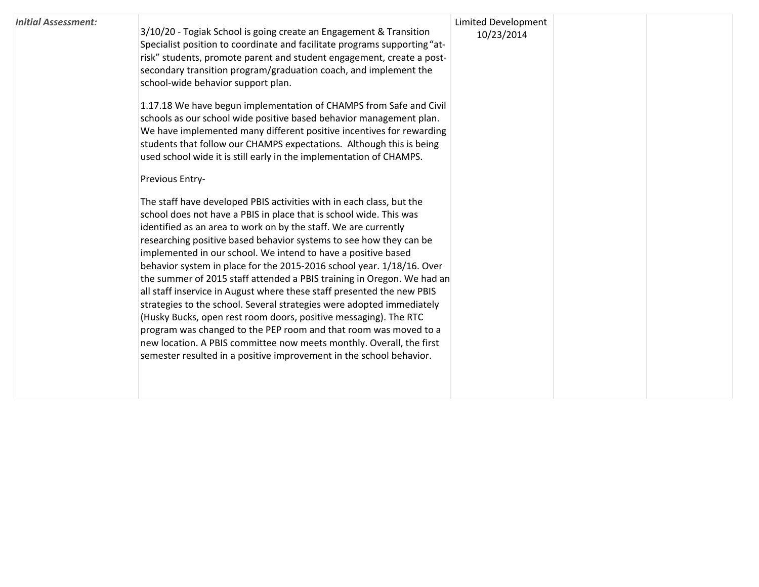| Initial Assessment: | 3/10/20 - Togiak School is going create an Engagement & Transition Specialist position to coordinate and facilitate programs supporting "at-risk" students, promote parent and student engagement, create a post-secondary transition program/graduation coach, and implement the school-wide behavior support plan.<br><br>1.17.18 We have begun implementation of CHAMPS from Safe and Civil schools as our school wide positive based behavior management plan. We have implemented many different positive incentives for rewarding students that follow our CHAMPS expectations. Although this is being used school wide it is still early in the implementation of CHAMPS.<br><br>Previous Entry-<br><br>The staff have developed PBIS activities with in each class, but the school does not have a PBIS in place that is school wide. This was identified as an area to work on by the staff. We are currently researching positive based behavior systems to see how they can be implemented in our school. We intend to have a positive based behavior system in place for the 2015-2016 school year. 1/18/16. Over the summer of 2015 staff attended a PBIS training in Oregon. We had an all staff inservice in August where these staff presented the new PBIS strategies to the school. Several strategies were adopted immediately (Husky Bucks, open rest room doors, positive messaging). The RTC program was changed to the PEP room and that room was moved to a new location. A PBIS committee now meets monthly. Overall, the first semester resulted in a positive improvement in the school behavior. | Limited Development<br>10/23/2014 | | |
|---|---|---|---|---|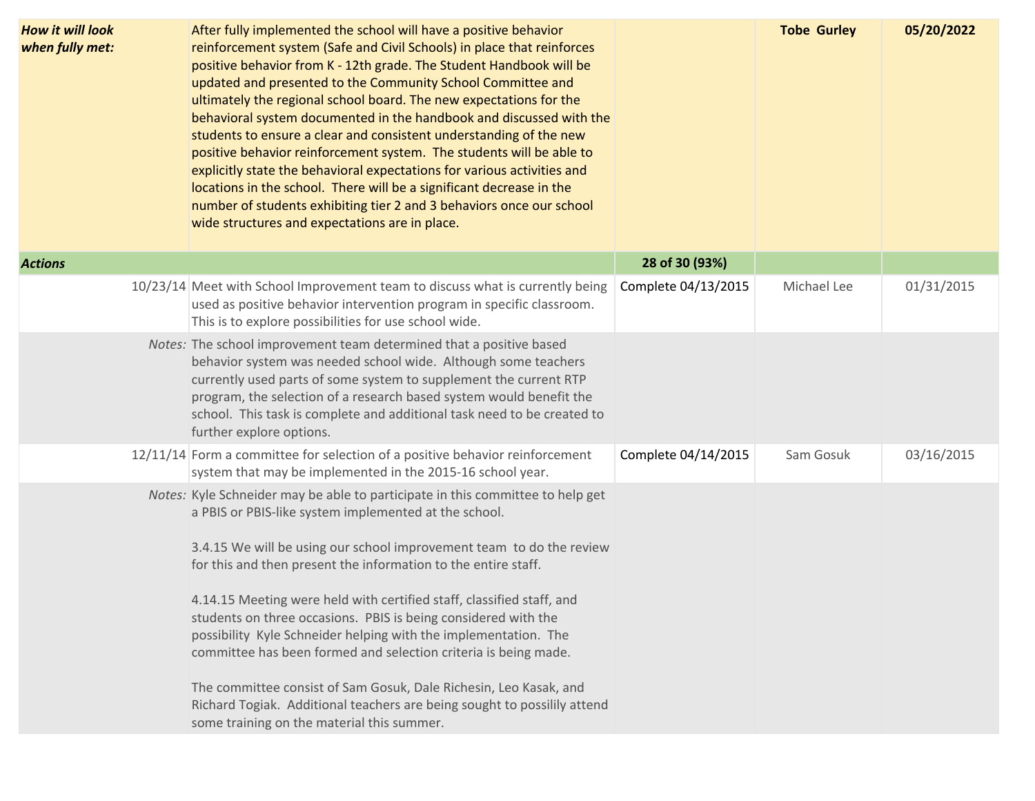| | | | | |
|---|---|---|---|---|
| ***How it will look when fully met:*** | After fully implemented the school will have a positive behavior reinforcement system (Safe and Civil Schools) in place that reinforces positive behavior from K - 12th grade. The Student Handbook will be updated and presented to the Community School Committee and ultimately the regional school board. The new expectations for the behavioral system documented in the handbook and discussed with the students to ensure a clear and consistent understanding of the new positive behavior reinforcement system. The students will be able to explicitly state the behavioral expectations for various activities and locations in the school. There will be a significant decrease in the number of students exhibiting tier 2 and 3 behaviors once our school wide structures and expectations are in place. | | **Tobe Gurley** | **05/20/2022** |
| ***Actions*** | | **28 of 30 (93%)** | | |
| 10/23/14 | Meet with School Improvement team to discuss what is currently being used as positive behavior intervention program in specific classroom. This is to explore possibilities for use school wide. | Complete 04/13/2015 | Michael Lee | 01/31/2015 |
| *Notes:* | The school improvement team determined that a positive based behavior system was needed school wide. Although some teachers currently used parts of some system to supplement the current RTP program, the selection of a research based system would benefit the school. This task is complete and additional task need to be created to further explore options. | | | |
| 12/11/14 | Form a committee for selection of a positive behavior reinforcement system that may be implemented in the 2015-16 school year. | Complete 04/14/2015 | Sam Gosuk | 03/16/2015 |
| *Notes:* | Kyle Schneider may be able to participate in this committee to help get a PBIS or PBIS-like system implemented at the school.<br><br>3.4.15 We will be using our school improvement team to do the review for this and then present the information to the entire staff.<br><br>4.14.15 Meeting were held with certified staff, classified staff, and students on three occasions. PBIS is being considered with the possibility Kyle Schneider helping with the implementation. The committee has been formed and selection criteria is being made.<br><br>The committee consist of Sam Gosuk, Dale Richesin, Leo Kasak, and Richard Togiak. Additional teachers are being sought to possilily attend some training on the material this summer. | | | |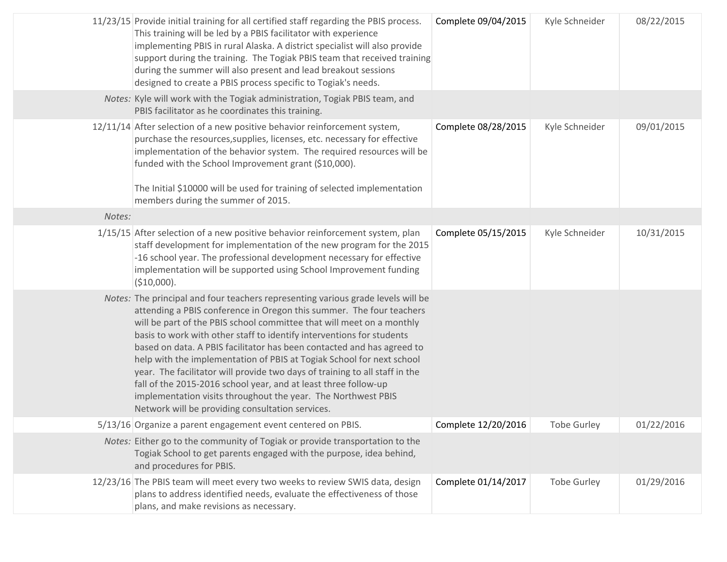| | | | | |
|---|---|---|---|---|
| 11/23/15 | Provide initial training for all certified staff regarding the PBIS process. This training will be led by a PBIS facilitator with experience implementing PBIS in rural Alaska. A district specialist will also provide support during the training. The Togiak PBIS team that received training during the summer will also present and lead breakout sessions designed to create a PBIS process specific to Togiak's needs. | Complete 09/04/2015 | Kyle Schneider | 08/22/2015 |
| *Notes:* | Kyle will work with the Togiak administration, Togiak PBIS team, and PBIS facilitator as he coordinates this training. | | | |
| 12/11/14 | After selection of a new positive behavior reinforcement system, purchase the resources,supplies, licenses, etc. necessary for effective implementation of the behavior system. The required resources will be funded with the School Improvement grant ($10,000).<br><br>The Initial $10000 will be used for training of selected implementation members during the summer of 2015. | Complete 08/28/2015 | Kyle Schneider | 09/01/2015 |
| *Notes:* | | | | |
| 1/15/15 | After selection of a new positive behavior reinforcement system, plan staff development for implementation of the new program for the 2015 -16 school year. The professional development necessary for effective implementation will be supported using School Improvement funding ($10,000). | Complete 05/15/2015 | Kyle Schneider | 10/31/2015 |
| *Notes:* | The principal and four teachers representing various grade levels will be attending a PBIS conference in Oregon this summer. The four teachers will be part of the PBIS school committee that will meet on a monthly basis to work with other staff to identify interventions for students based on data. A PBIS facilitator has been contacted and has agreed to help with the implementation of PBIS at Togiak School for next school year. The facilitator will provide two days of training to all staff in the fall of the 2015-2016 school year, and at least three follow-up implementation visits throughout the year. The Northwest PBIS Network will be providing consultation services. | | | |
| 5/13/16 | Organize a parent engagement event centered on PBIS. | Complete 12/20/2016 | Tobe Gurley | 01/22/2016 |
| *Notes:* | Either go to the community of Togiak or provide transportation to the Togiak School to get parents engaged with the purpose, idea behind, and procedures for PBIS. | | | |
| 12/23/16 | The PBIS team will meet every two weeks to review SWIS data, design plans to address identified needs, evaluate the effectiveness of those plans, and make revisions as necessary. | Complete 01/14/2017 | Tobe Gurley | 01/29/2016 |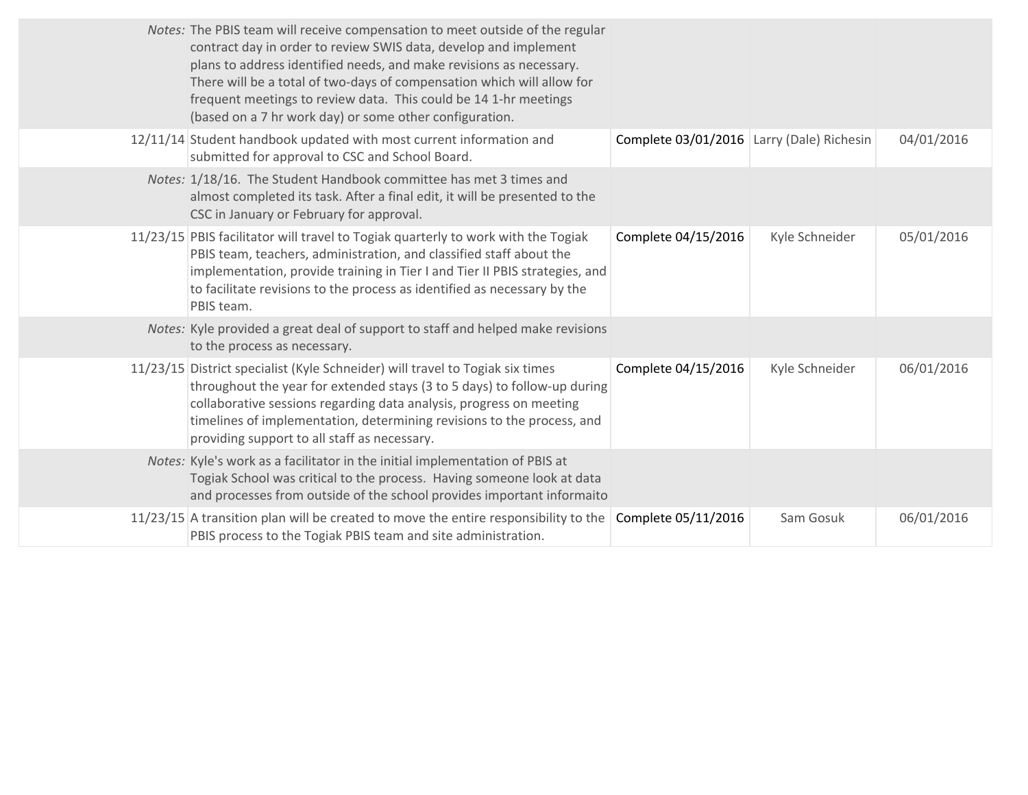| | | | | |
|---|---|---|---|---|
| *Notes:* | The PBIS team will receive compensation to meet outside of the regular contract day in order to review SWIS data, develop and implement plans to address identified needs, and make revisions as necessary. There will be a total of two-days of compensation which will allow for frequent meetings to review data. This could be 14 1-hr meetings (based on a 7 hr work day) or some other configuration. | | | |
| 12/11/14 | Student handbook updated with most current information and submitted for approval to CSC and School Board. | Complete 03/01/2016 | Larry (Dale) Richesin | 04/01/2016 |
| *Notes:* | 1/18/16. The Student Handbook committee has met 3 times and almost completed its task. After a final edit, it will be presented to the CSC in January or February for approval. | | | |
| 11/23/15 | PBIS facilitator will travel to Togiak quarterly to work with the Togiak PBIS team, teachers, administration, and classified staff about the implementation, provide training in Tier I and Tier II PBIS strategies, and to facilitate revisions to the process as identified as necessary by the PBIS team. | Complete 04/15/2016 | Kyle Schneider | 05/01/2016 |
| *Notes:* | Kyle provided a great deal of support to staff and helped make revisions to the process as necessary. | | | |
| 11/23/15 | District specialist (Kyle Schneider) will travel to Togiak six times throughout the year for extended stays (3 to 5 days) to follow-up during collaborative sessions regarding data analysis, progress on meeting timelines of implementation, determining revisions to the process, and providing support to all staff as necessary. | Complete 04/15/2016 | Kyle Schneider | 06/01/2016 |
| *Notes:* | Kyle's work as a facilitator in the initial implementation of PBIS at Togiak School was critical to the process. Having someone look at data and processes from outside of the school provides important informaito | | | |
| 11/23/15 | A transition plan will be created to move the entire responsibility to the PBIS process to the Togiak PBIS team and site administration. | Complete 05/11/2016 | Sam Gosuk | 06/01/2016 |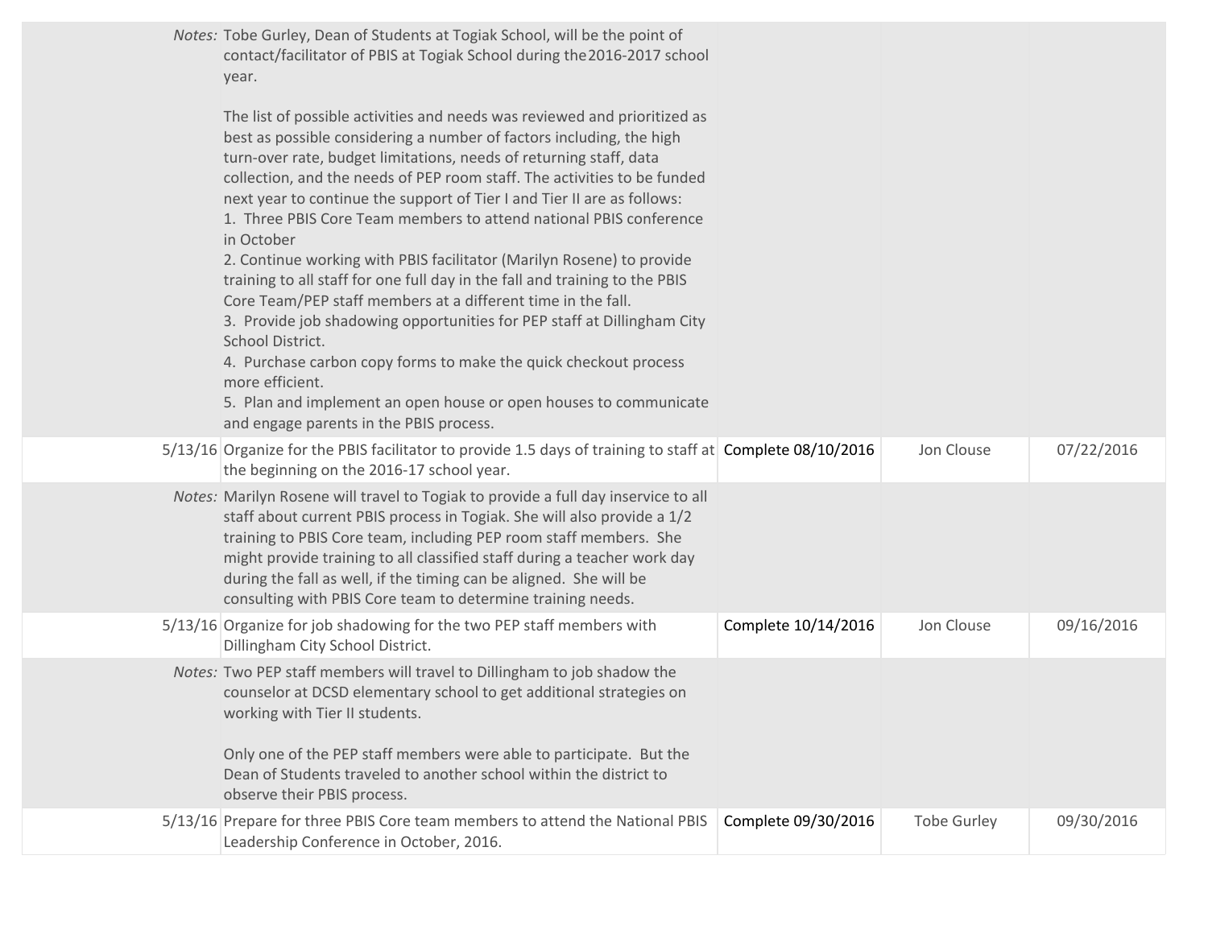| | | | | |
|---|---|---|---|---|
| *Notes:* | Tobe Gurley, Dean of Students at Togiak School, will be the point of contact/facilitator of PBIS at Togiak School during the2016-2017 school year.<br><br>The list of possible activities and needs was reviewed and prioritized as best as possible considering a number of factors including, the high turn-over rate, budget limitations, needs of returning staff, data collection, and the needs of PEP room staff. The activities to be funded next year to continue the support of Tier I and Tier II are as follows:<br>1. Three PBIS Core Team members to attend national PBIS conference in October<br>2. Continue working with PBIS facilitator (Marilyn Rosene) to provide training to all staff for one full day in the fall and training to the PBIS Core Team/PEP staff members at a different time in the fall.<br>3. Provide job shadowing opportunities for PEP staff at Dillingham City School District.<br>4. Purchase carbon copy forms to make the quick checkout process more efficient.<br>5. Plan and implement an open house or open houses to communicate and engage parents in the PBIS process. | | | |
| 5/13/16 | Organize for the PBIS facilitator to provide 1.5 days of training to staff at the beginning on the 2016-17 school year. | Complete 08/10/2016 | Jon Clouse | 07/22/2016 |
| *Notes:* | Marilyn Rosene will travel to Togiak to provide a full day inservice to all staff about current PBIS process in Togiak. She will also provide a 1/2 training to PBIS Core team, including PEP room staff members. She might provide training to all classified staff during a teacher work day during the fall as well, if the timing can be aligned. She will be consulting with PBIS Core team to determine training needs. | | | |
| 5/13/16 | Organize for job shadowing for the two PEP staff members with Dillingham City School District. | Complete 10/14/2016 | Jon Clouse | 09/16/2016 |
| *Notes:* | Two PEP staff members will travel to Dillingham to job shadow the counselor at DCSD elementary school to get additional strategies on working with Tier II students.<br><br>Only one of the PEP staff members were able to participate. But the Dean of Students traveled to another school within the district to observe their PBIS process. | | | |
| 5/13/16 | Prepare for three PBIS Core team members to attend the National PBIS Leadership Conference in October, 2016. | Complete 09/30/2016 | Tobe Gurley | 09/30/2016 |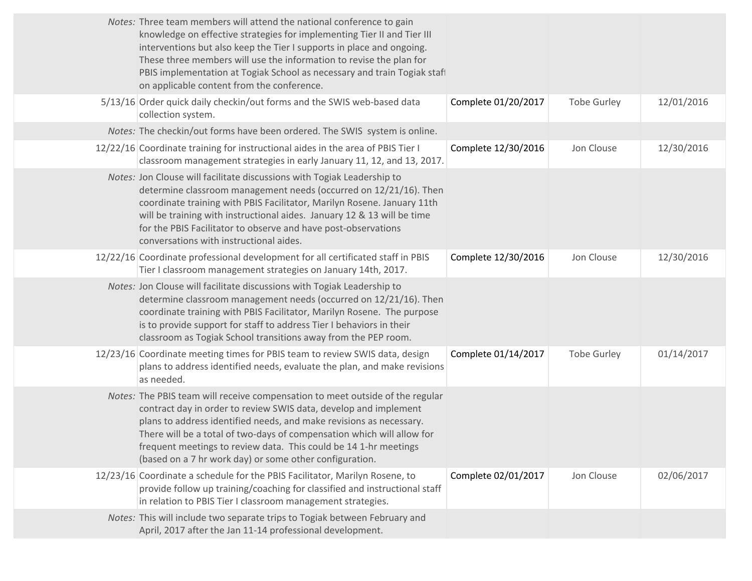| | | | | |
|---|---|---|---|---|
| *Notes:* | Three team members will attend the national conference to gain knowledge on effective strategies for implementing Tier II and Tier III interventions but also keep the Tier I supports in place and ongoing. These three members will use the information to revise the plan for PBIS implementation at Togiak School as necessary and train Togiak staff on applicable content from the conference. | | | |
| 5/13/16 | Order quick daily checkin/out forms and the SWIS web-based data collection system. | Complete 01/20/2017 | Tobe Gurley | 12/01/2016 |
| *Notes:* | The checkin/out forms have been ordered. The SWIS system is online. | | | |
| 12/22/16 | Coordinate training for instructional aides in the area of PBIS Tier I classroom management strategies in early January 11, 12, and 13, 2017. | Complete 12/30/2016 | Jon Clouse | 12/30/2016 |
| *Notes:* | Jon Clouse will facilitate discussions with Togiak Leadership to determine classroom management needs (occurred on 12/21/16). Then coordinate training with PBIS Facilitator, Marilyn Rosene. January 11th will be training with instructional aides. January 12 & 13 will be time for the PBIS Facilitator to observe and have post-observations conversations with instructional aides. | | | |
| 12/22/16 | Coordinate professional development for all certificated staff in PBIS Tier I classroom management strategies on January 14th, 2017. | Complete 12/30/2016 | Jon Clouse | 12/30/2016 |
| *Notes:* | Jon Clouse will facilitate discussions with Togiak Leadership to determine classroom management needs (occurred on 12/21/16). Then coordinate training with PBIS Facilitator, Marilyn Rosene. The purpose is to provide support for staff to address Tier I behaviors in their classroom as Togiak School transitions away from the PEP room. | | | |
| 12/23/16 | Coordinate meeting times for PBIS team to review SWIS data, design plans to address identified needs, evaluate the plan, and make revisions as needed. | Complete 01/14/2017 | Tobe Gurley | 01/14/2017 |
| *Notes:* | The PBIS team will receive compensation to meet outside of the regular contract day in order to review SWIS data, develop and implement plans to address identified needs, and make revisions as necessary. There will be a total of two-days of compensation which will allow for frequent meetings to review data. This could be 14 1-hr meetings (based on a 7 hr work day) or some other configuration. | | | |
| 12/23/16 | Coordinate a schedule for the PBIS Facilitator, Marilyn Rosene, to provide follow up training/coaching for classified and instructional staff in relation to PBIS Tier I classroom management strategies. | Complete 02/01/2017 | Jon Clouse | 02/06/2017 |
| *Notes:* | This will include two separate trips to Togiak between February and April, 2017 after the Jan 11-14 professional development. | | | |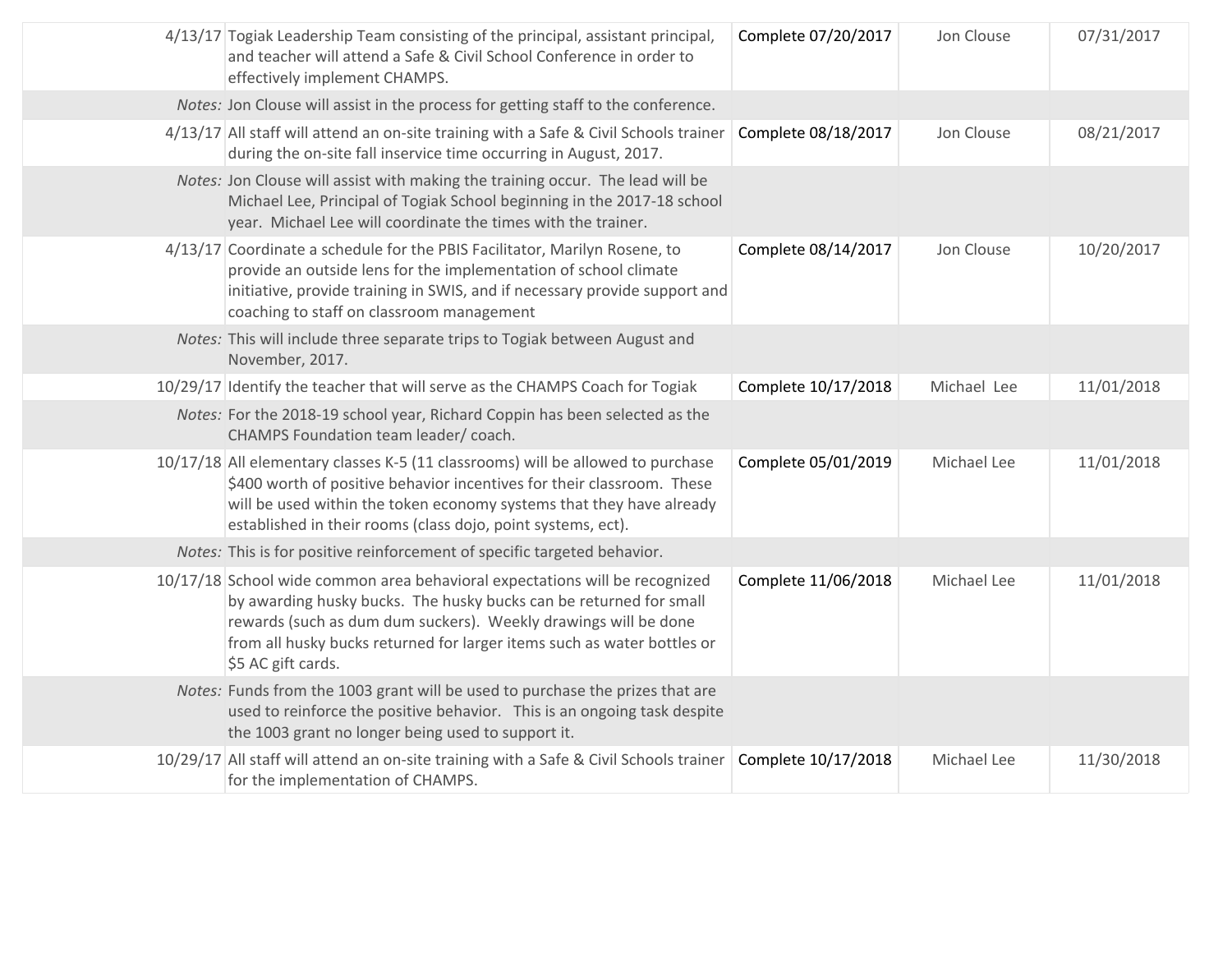| | | | | |
|---|---|---|---|---|
| 4/13/17 | Togiak Leadership Team consisting of the principal, assistant principal, and teacher will attend a Safe & Civil School Conference in order to effectively implement CHAMPS. | Complete 07/20/2017 | Jon Clouse | 07/31/2017 |
| *Notes:* | Jon Clouse will assist in the process for getting staff to the conference. | | | |
| 4/13/17 | All staff will attend an on-site training with a Safe & Civil Schools trainer during the on-site fall inservice time occurring in August, 2017. | Complete 08/18/2017 | Jon Clouse | 08/21/2017 |
| *Notes:* | Jon Clouse will assist with making the training occur. The lead will be Michael Lee, Principal of Togiak School beginning in the 2017-18 school year. Michael Lee will coordinate the times with the trainer. | | | |
| 4/13/17 | Coordinate a schedule for the PBIS Facilitator, Marilyn Rosene, to provide an outside lens for the implementation of school climate initiative, provide training in SWIS, and if necessary provide support and coaching to staff on classroom management | Complete 08/14/2017 | Jon Clouse | 10/20/2017 |
| *Notes:* | This will include three separate trips to Togiak between August and November, 2017. | | | |
| 10/29/17 | Identify the teacher that will serve as the CHAMPS Coach for Togiak | Complete 10/17/2018 | Michael Lee | 11/01/2018 |
| *Notes:* | For the 2018-19 school year, Richard Coppin has been selected as the CHAMPS Foundation team leader/ coach. | | | |
| 10/17/18 | All elementary classes K-5 (11 classrooms) will be allowed to purchase $400 worth of positive behavior incentives for their classroom. These will be used within the token economy systems that they have already established in their rooms (class dojo, point systems, ect). | Complete 05/01/2019 | Michael Lee | 11/01/2018 |
| *Notes:* | This is for positive reinforcement of specific targeted behavior. | | | |
| 10/17/18 | School wide common area behavioral expectations will be recognized by awarding husky bucks. The husky bucks can be returned for small rewards (such as dum dum suckers). Weekly drawings will be done from all husky bucks returned for larger items such as water bottles or $5 AC gift cards. | Complete 11/06/2018 | Michael Lee | 11/01/2018 |
| *Notes:* | Funds from the 1003 grant will be used to purchase the prizes that are used to reinforce the positive behavior. This is an ongoing task despite the 1003 grant no longer being used to support it. | | | |
| 10/29/17 | All staff will attend an on-site training with a Safe & Civil Schools trainer for the implementation of CHAMPS. | Complete 10/17/2018 | Michael Lee | 11/30/2018 |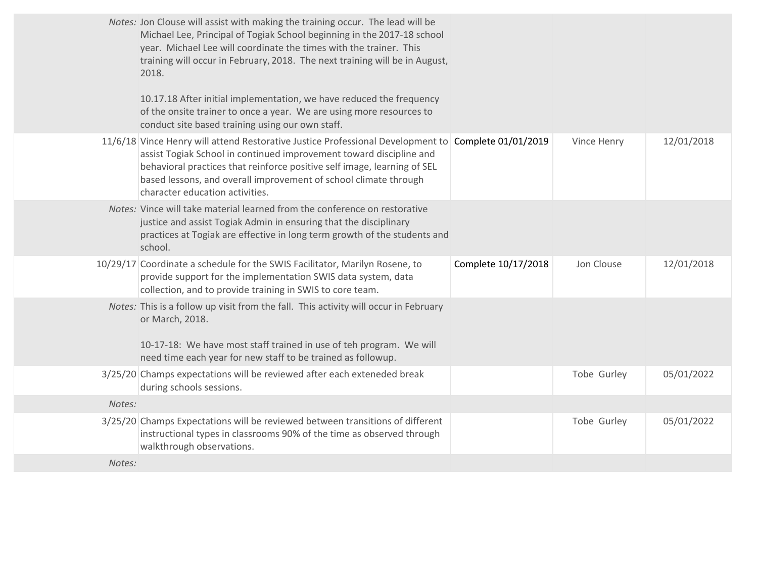| | | | | |
|---|---|---|---|---|
| *Notes:* | Jon Clouse will assist with making the training occur. The lead will be Michael Lee, Principal of Togiak School beginning in the 2017-18 school year. Michael Lee will coordinate the times with the trainer. This training will occur in February, 2018. The next training will be in August, 2018.<br><br>10.17.18 After initial implementation, we have reduced the frequency of the onsite trainer to once a year. We are using more resources to conduct site based training using our own staff. | | | |
| 11/6/18 | Vince Henry will attend Restorative Justice Professional Development to assist Togiak School in continued improvement toward discipline and behavioral practices that reinforce positive self image, learning of SEL based lessons, and overall improvement of school climate through character education activities. | Complete 01/01/2019 | Vince Henry | 12/01/2018 |
| *Notes:* | Vince will take material learned from the conference on restorative justice and assist Togiak Admin in ensuring that the disciplinary practices at Togiak are effective in long term growth of the students and school. | | | |
| 10/29/17 | Coordinate a schedule for the SWIS Facilitator, Marilyn Rosene, to provide support for the implementation SWIS data system, data collection, and to provide training in SWIS to core team. | Complete 10/17/2018 | Jon Clouse | 12/01/2018 |
| *Notes:* | This is a follow up visit from the fall. This activity will occur in February or March, 2018.<br><br>10-17-18: We have most staff trained in use of teh program. We will need time each year for new staff to be trained as followup. | | | |
| 3/25/20 | Champs expectations will be reviewed after each exteneded break during schools sessions. | | Tobe Gurley | 05/01/2022 |
| *Notes:* | | | | |
| 3/25/20 | Champs Expectations will be reviewed between transitions of different instructional types in classrooms 90% of the time as observed through walkthrough observations. | | Tobe Gurley | 05/01/2022 |
| *Notes:* | | | | |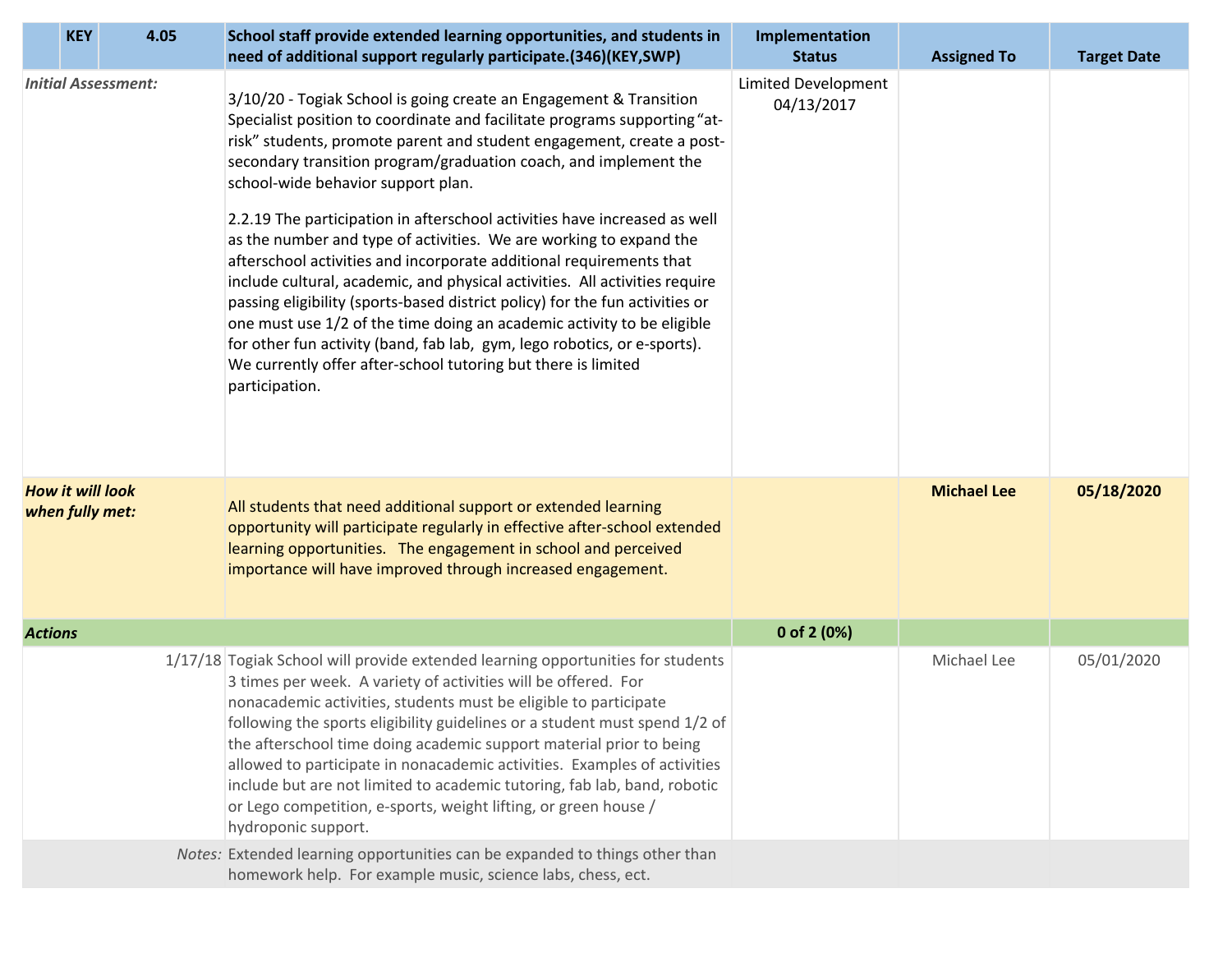| | KEY | 4.05 | School staff provide extended learning opportunities, and students in need of additional support regularly participate.(346)(KEY,SWP) | Implementation Status | Assigned To | Target Date |
|---|---|---|---|---|---|---|
| *Initial Assessment:* | | | 3/10/20 - Togiak School is going create an Engagement & Transition Specialist position to coordinate and facilitate programs supporting "at-risk" students, promote parent and student engagement, create a post-secondary transition program/graduation coach, and implement the school-wide behavior support plan.<br><br>2.2.19 The participation in afterschool activities have increased as well as the number and type of activities. We are working to expand the afterschool activities and incorporate additional requirements that include cultural, academic, and physical activities. All activities require passing eligibility (sports-based district policy) for the fun activities or one must use 1/2 of the time doing an academic activity to be eligible for other fun activity (band, fab lab, gym, lego robotics, or e-sports). We currently offer after-school tutoring but there is limited participation. | Limited Development 04/13/2017 | | |
| ***How it will look when fully met:*** | | | All students that need additional support or extended learning opportunity will participate regularly in effective after-school extended learning opportunities. The engagement in school and perceived importance will have improved through increased engagement. | | **Michael Lee** | **05/18/2020** |
| ***Actions*** | | | | **0 of 2 (0%)** | | |
| | | 1/17/18 | Togiak School will provide extended learning opportunities for students 3 times per week. A variety of activities will be offered. For nonacademic activities, students must be eligible to participate following the sports eligibility guidelines or a student must spend 1/2 of the afterschool time doing academic support material prior to being allowed to participate in nonacademic activities. Examples of activities include but are not limited to academic tutoring, fab lab, band, robotic or Lego competition, e-sports, weight lifting, or green house / hydroponic support. | | Michael Lee | 05/01/2020 |
| | | *Notes:* | Extended learning opportunities can be expanded to things other than homework help. For example music, science labs, chess, ect. | | | |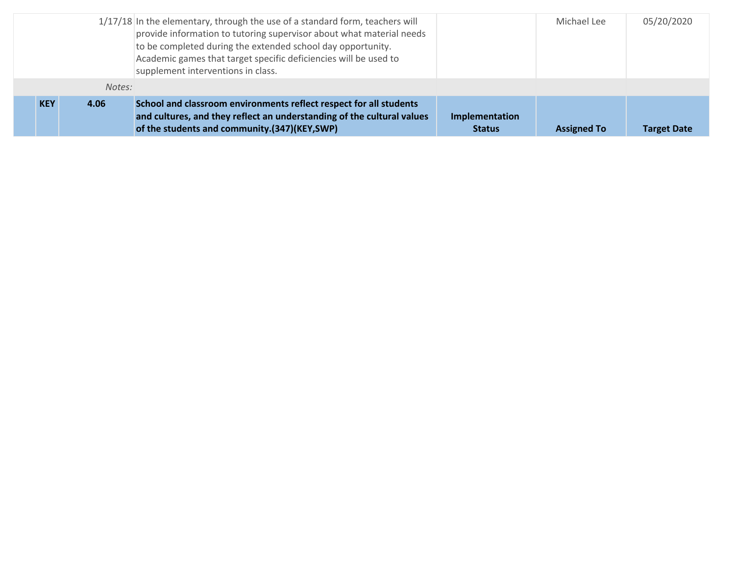| | | 1/17/18 | In the elementary, through the use of a standard form, teachers will provide information to tutoring supervisor about what material needs to be completed during the extended school day opportunity. Academic games that target specific deficiencies will be used to supplement interventions in class. | | Michael Lee | 05/20/2020 |
|---|---|---|---|---|---|---|
| | | *Notes:* | | | | |
| | **KEY** | **4.06** | **School and classroom environments reflect respect for all students and cultures, and they reflect an understanding of the cultural values of the students and community.(347)(KEY,SWP)** | **Implementation Status** | **Assigned To** | **Target Date** |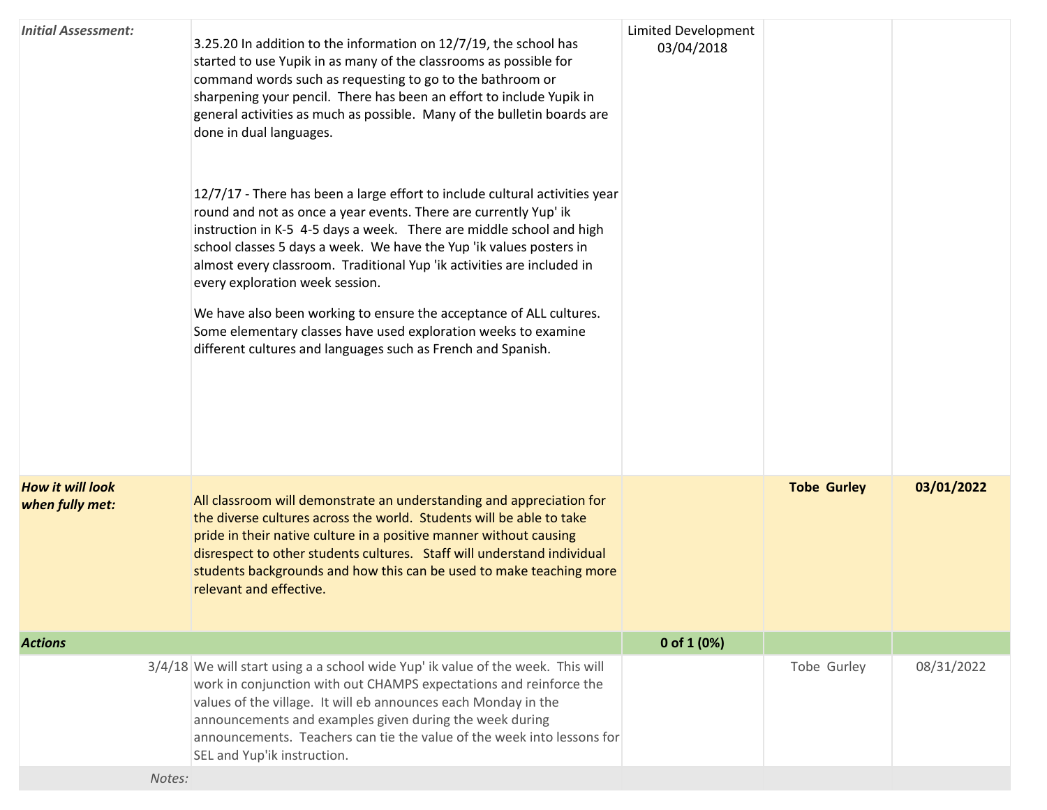| | | | | |
|---|---|---|---|---|
| ***Initial Assessment:*** | 3.25.20 In addition to the information on 12/7/19, the school has started to use Yupik in as many of the classrooms as possible for command words such as requesting to go to the bathroom or sharpening your pencil. There has been an effort to include Yupik in general activities as much as possible. Many of the bulletin boards are done in dual languages.<br><br>12/7/17 - There has been a large effort to include cultural activities year round and not as once a year events. There are currently Yup' ik instruction in K-5 4-5 days a week. There are middle school and high school classes 5 days a week. We have the Yup 'ik values posters in almost every classroom. Traditional Yup 'ik activities are included in every exploration week session.<br><br>We have also been working to ensure the acceptance of ALL cultures. Some elementary classes have used exploration weeks to examine different cultures and languages such as French and Spanish. | Limited Development 03/04/2018 | | |
| ***How it will look when fully met:*** | All classroom will demonstrate an understanding and appreciation for the diverse cultures across the world. Students will be able to take pride in their native culture in a positive manner without causing disrespect to other students cultures. Staff will understand individual students backgrounds and how this can be used to make teaching more relevant and effective. | | **Tobe Gurley** | **03/01/2022** |
| ***Actions*** | | **0 of 1 (0%)** | | |
| 3/4/18 | We will start using a a school wide Yup' ik value of the week. This will work in conjunction with out CHAMPS expectations and reinforce the values of the village. It will eb announces each Monday in the announcements and examples given during the week during announcements. Teachers can tie the value of the week into lessons for SEL and Yup'ik instruction. | | Tobe Gurley | 08/31/2022 |
| *Notes:* | | | | |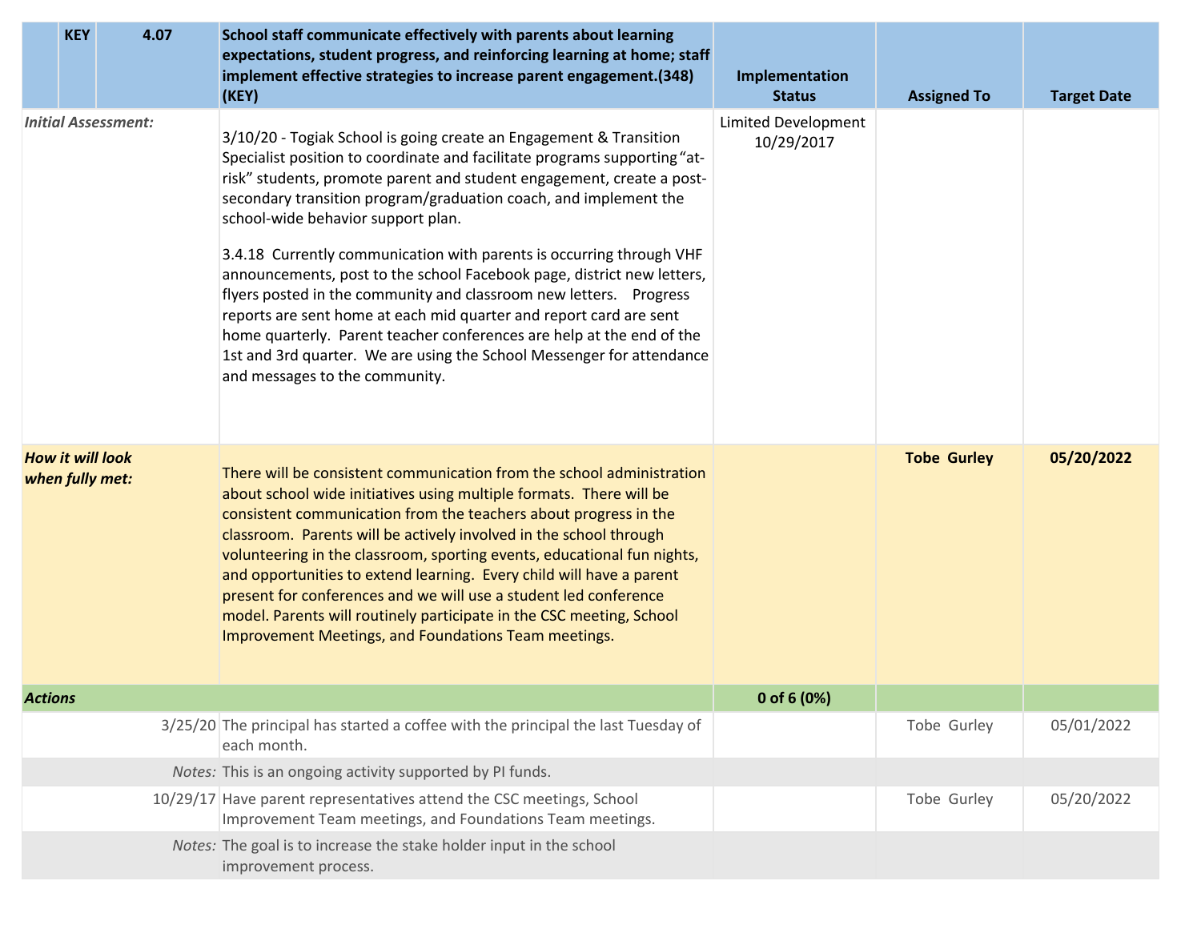| | KEY | 4.07 | School staff communicate effectively with parents about learning expectations, student progress, and reinforcing learning at home; staff implement effective strategies to increase parent engagement.(348) (KEY) | Implementation Status | Assigned To | Target Date |
|---|---|---|---|---|---|---|
| *Initial Assessment:* | | | 3/10/20 - Togiak School is going create an Engagement & Transition Specialist position to coordinate and facilitate programs supporting "at-risk" students, promote parent and student engagement, create a post-secondary transition program/graduation coach, and implement the school-wide behavior support plan.<br><br>3.4.18 Currently communication with parents is occurring through VHF announcements, post to the school Facebook page, district new letters, flyers posted in the community and classroom new letters. Progress reports are sent home at each mid quarter and report card are sent home quarterly. Parent teacher conferences are help at the end of the 1st and 3rd quarter. We are using the School Messenger for attendance and messages to the community. | Limited Development 10/29/2017 | | |
| ***How it will look when fully met:*** | | | There will be consistent communication from the school administration about school wide initiatives using multiple formats. There will be consistent communication from the teachers about progress in the classroom. Parents will be actively involved in the school through volunteering in the classroom, sporting events, educational fun nights, and opportunities to extend learning. Every child will have a parent present for conferences and we will use a student led conference model. Parents will routinely participate in the CSC meeting, School Improvement Meetings, and Foundations Team meetings. | | **Tobe Gurley** | **05/20/2022** |
| ***Actions*** | | | | **0 of 6 (0%)** | | |
| | | 3/25/20 | The principal has started a coffee with the principal the last Tuesday of each month. | | Tobe Gurley | 05/01/2022 |
| | | *Notes:* | This is an ongoing activity supported by PI funds. | | | |
| | | 10/29/17 | Have parent representatives attend the CSC meetings, School Improvement Team meetings, and Foundations Team meetings. | | Tobe Gurley | 05/20/2022 |
| | | *Notes:* | The goal is to increase the stake holder input in the school improvement process. | | | |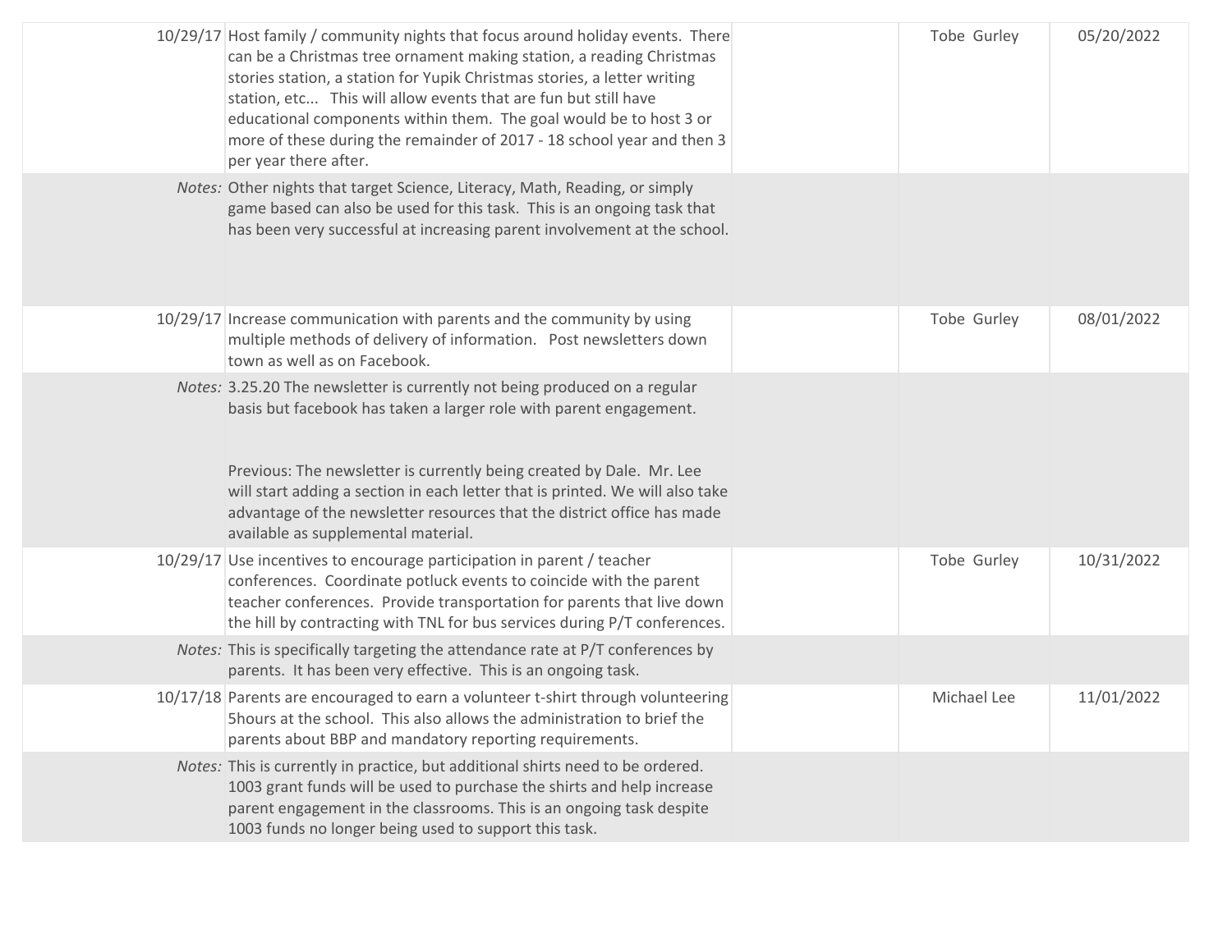| | | | | |
|---|---|---|---|---|
| 10/29/17 | Host family / community nights that focus around holiday events. There can be a Christmas tree ornament making station, a reading Christmas stories station, a station for Yupik Christmas stories, a letter writing station, etc... This will allow events that are fun but still have educational components within them. The goal would be to host 3 or more of these during the remainder of 2017 - 18 school year and then 3 per year there after. | | Tobe Gurley | 05/20/2022 |
| *Notes:* | Other nights that target Science, Literacy, Math, Reading, or simply game based can also be used for this task. This is an ongoing task that has been very successful at increasing parent involvement at the school. | | | |
| 10/29/17 | Increase communication with parents and the community by using multiple methods of delivery of information. Post newsletters down town as well as on Facebook. | | Tobe Gurley | 08/01/2022 |
| *Notes:* | 3.25.20 The newsletter is currently not being produced on a regular basis but facebook has taken a larger role with parent engagement.<br><br>Previous: The newsletter is currently being created by Dale. Mr. Lee will start adding a section in each letter that is printed. We will also take advantage of the newsletter resources that the district office has made available as supplemental material. | | | |
| 10/29/17 | Use incentives to encourage participation in parent / teacher conferences. Coordinate potluck events to coincide with the parent teacher conferences. Provide transportation for parents that live down the hill by contracting with TNL for bus services during P/T conferences. | | Tobe Gurley | 10/31/2022 |
| *Notes:* | This is specifically targeting the attendance rate at P/T conferences by parents. It has been very effective. This is an ongoing task. | | | |
| 10/17/18 | Parents are encouraged to earn a volunteer t-shirt through volunteering 5hours at the school. This also allows the administration to brief the parents about BBP and mandatory reporting requirements. | | Michael Lee | 11/01/2022 |
| *Notes:* | This is currently in practice, but additional shirts need to be ordered. 1003 grant funds will be used to purchase the shirts and help increase parent engagement in the classrooms. This is an ongoing task despite 1003 funds no longer being used to support this task. | | | |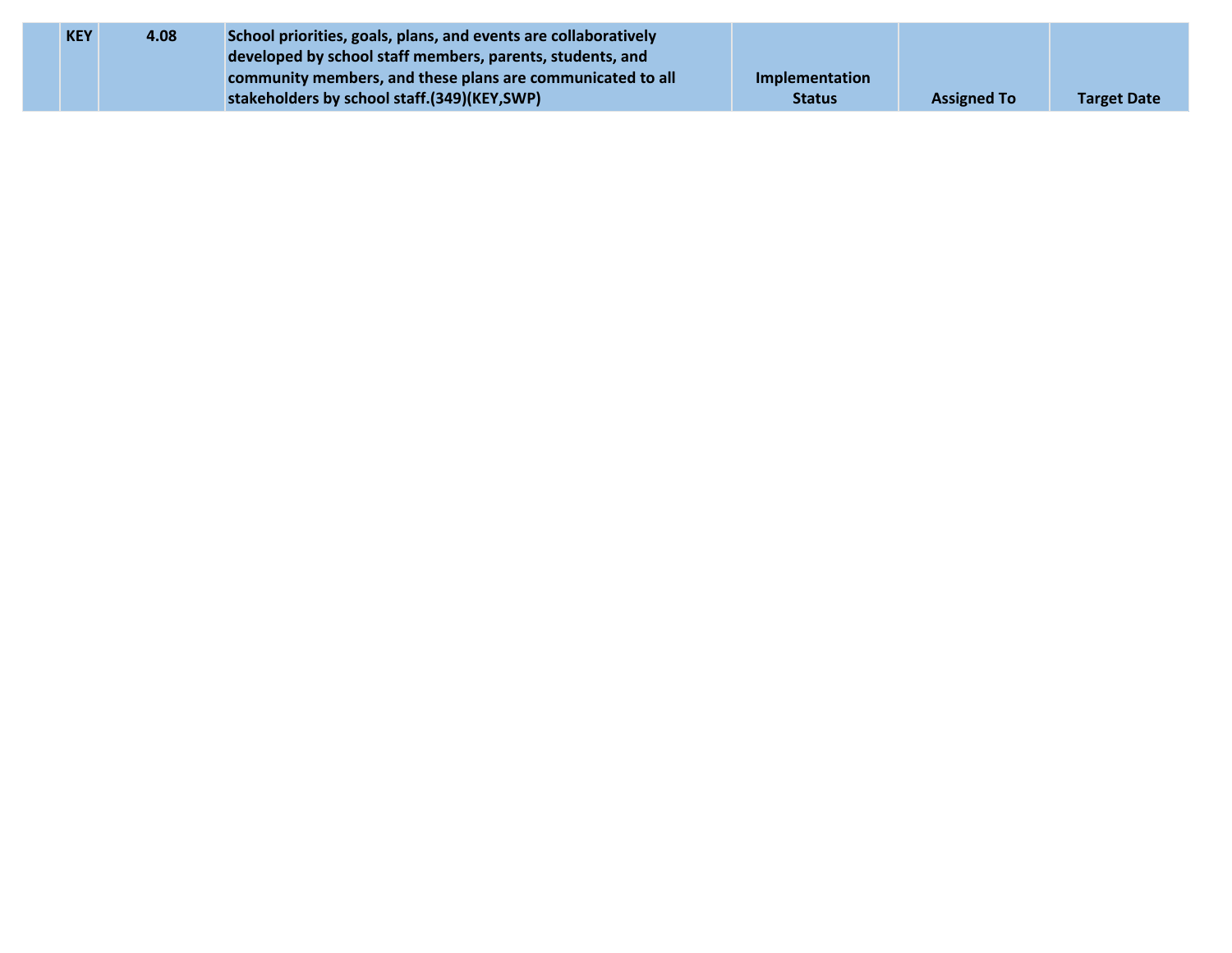|  | KEY | 4.08 | School priorities, goals, plans, and events are collaboratively developed by school staff members, parents, students, and community members, and these plans are communicated to all stakeholders by school staff.(349)(KEY,SWP) | Implementation Status | Assigned To | Target Date |
|---|---|---|---|---|---|---|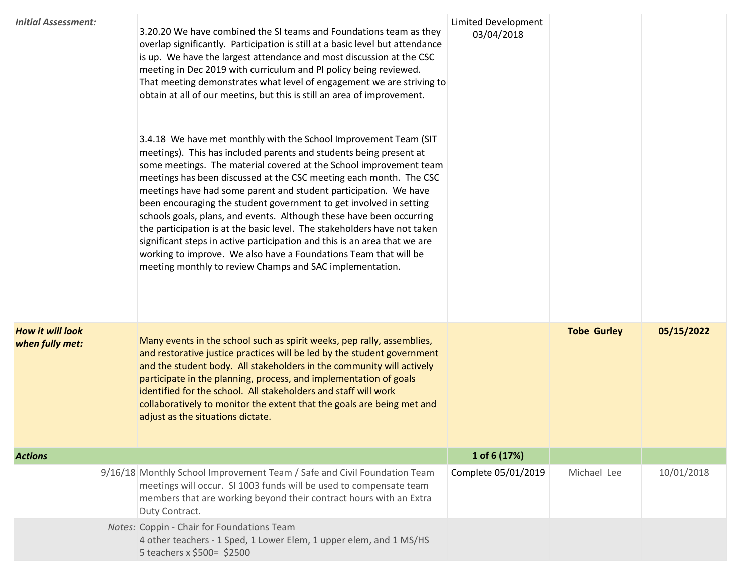| | | | | |
|---|---|---|---|---|
| ***Initial Assessment:*** | 3.20.20 We have combined the SI teams and Foundations team as they overlap significantly. Participation is still at a basic level but attendance is up. We have the largest attendance and most discussion at the CSC meeting in Dec 2019 with curriculum and PI policy being reviewed. That meeting demonstrates what level of engagement we are striving to obtain at all of our meetins, but this is still an area of improvement.<br><br>3.4.18 We have met monthly with the School Improvement Team (SIT meetings). This has included parents and students being present at some meetings. The material covered at the School improvement team meetings has been discussed at the CSC meeting each month. The CSC meetings have had some parent and student participation. We have been encouraging the student government to get involved in setting schools goals, plans, and events. Although these have been occurring the participation is at the basic level. The stakeholders have not taken significant steps in active participation and this is an area that we are working to improve. We also have a Foundations Team that will be meeting monthly to review Champs and SAC implementation. | Limited Development 03/04/2018 | | |
| ***How it will look when fully met:*** | Many events in the school such as spirit weeks, pep rally, assemblies, and restorative justice practices will be led by the student government and the student body. All stakeholders in the community will actively participate in the planning, process, and implementation of goals identified for the school. All stakeholders and staff will work collaboratively to monitor the extent that the goals are being met and adjust as the situations dictate. | | **Tobe Gurley** | **05/15/2022** |
| ***Actions*** | | **1 of 6 (17%)** | | |
| 9/16/18 | Monthly School Improvement Team / Safe and Civil Foundation Team meetings will occur. SI 1003 funds will be used to compensate team members that are working beyond their contract hours with an Extra Duty Contract. | Complete 05/01/2019 | Michael Lee | 10/01/2018 |
| *Notes:* | Coppin - Chair for Foundations Team<br>4 other teachers - 1 Sped, 1 Lower Elem, 1 upper elem, and 1 MS/HS<br>5 teachers x $500= $2500 | | | |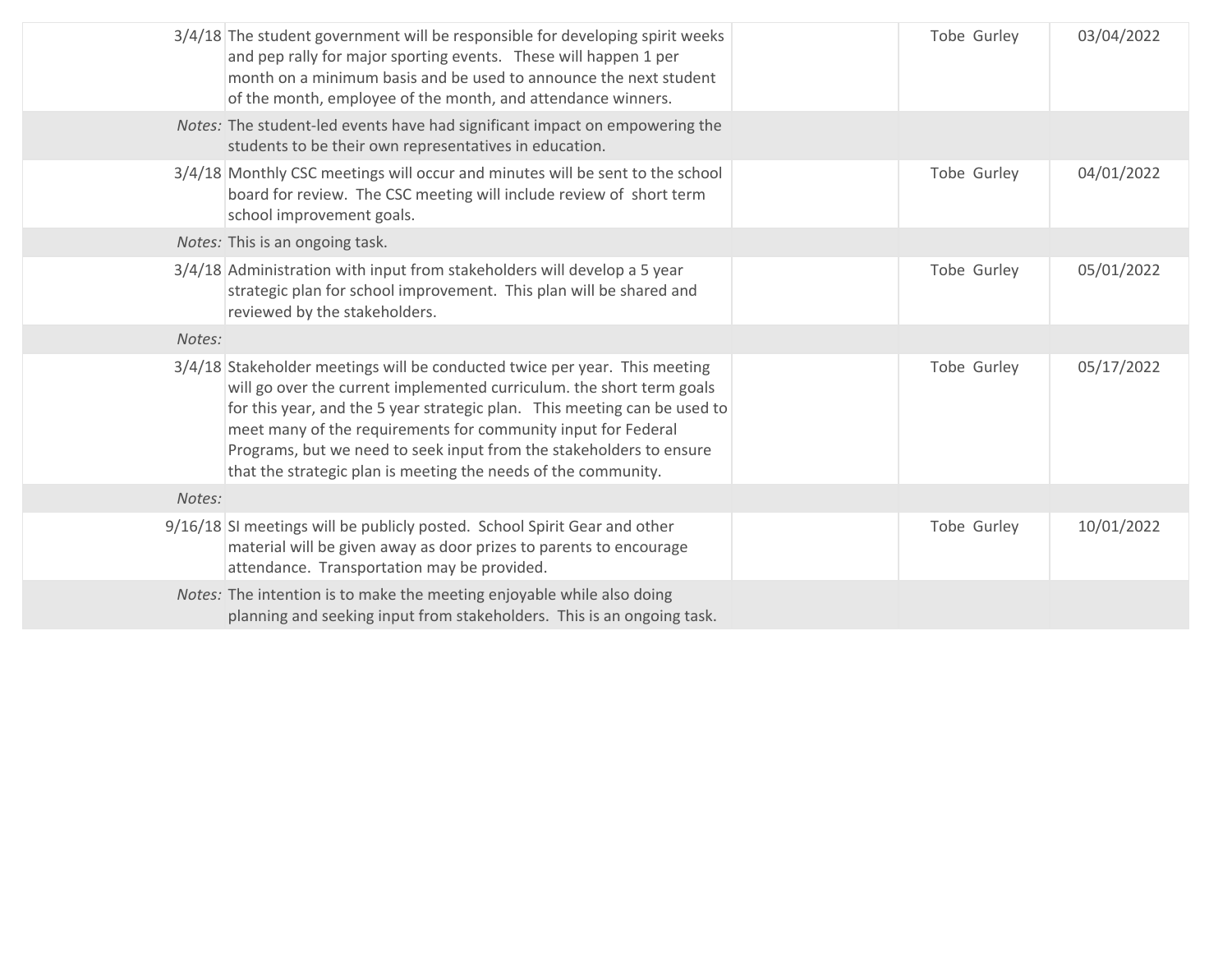| | | | | |
|---|---|---|---|---|
| 3/4/18 | The student government will be responsible for developing spirit weeks and pep rally for major sporting events. These will happen 1 per month on a minimum basis and be used to announce the next student of the month, employee of the month, and attendance winners. | | Tobe Gurley | 03/04/2022 |
| *Notes:* | The student-led events have had significant impact on empowering the students to be their own representatives in education. | | | |
| 3/4/18 | Monthly CSC meetings will occur and minutes will be sent to the school board for review. The CSC meeting will include review of short term school improvement goals. | | Tobe Gurley | 04/01/2022 |
| *Notes:* | This is an ongoing task. | | | |
| 3/4/18 | Administration with input from stakeholders will develop a 5 year strategic plan for school improvement. This plan will be shared and reviewed by the stakeholders. | | Tobe Gurley | 05/01/2022 |
| *Notes:* | | | | |
| 3/4/18 | Stakeholder meetings will be conducted twice per year. This meeting will go over the current implemented curriculum. the short term goals for this year, and the 5 year strategic plan. This meeting can be used to meet many of the requirements for community input for Federal Programs, but we need to seek input from the stakeholders to ensure that the strategic plan is meeting the needs of the community. | | Tobe Gurley | 05/17/2022 |
| *Notes:* | | | | |
| 9/16/18 | SI meetings will be publicly posted. School Spirit Gear and other material will be given away as door prizes to parents to encourage attendance. Transportation may be provided. | | Tobe Gurley | 10/01/2022 |
| *Notes:* | The intention is to make the meeting enjoyable while also doing planning and seeking input from stakeholders. This is an ongoing task. | | | |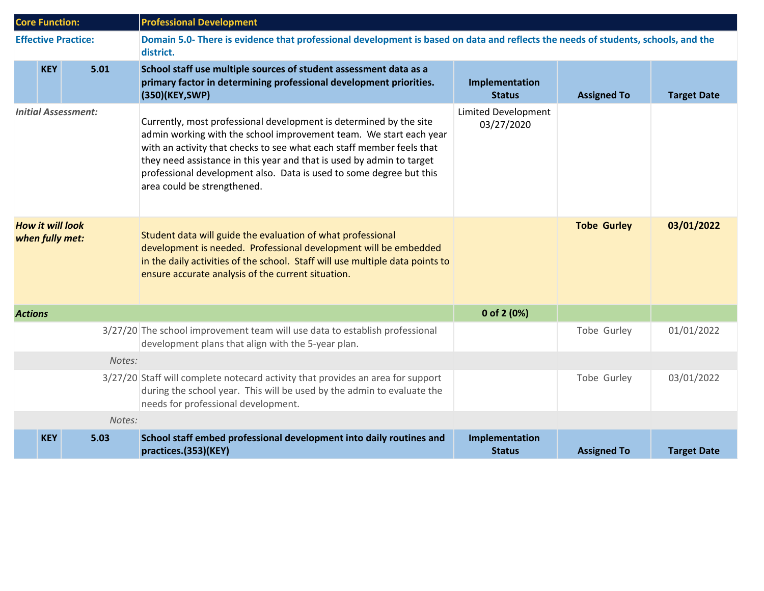| Core Function: | | | Professional Development | | | |
|---|---|---|---|---|---|---|
| Effective Practice: | | | Domain 5.0- There is evidence that professional development is based on data and reflects the needs of students, schools, and the district. | | | |
| | KEY | 5.01 | School staff use multiple sources of student assessment data as a primary factor in determining professional development priorities.(350)(KEY,SWP) | Implementation Status | Assigned To | Target Date |
| *Initial Assessment:* | | | Currently, most professional development is determined by the site admin working with the school improvement team. We start each year with an activity that checks to see what each staff member feels that they need assistance in this year and that is used by admin to target professional development also. Data is used to some degree but this area could be strengthened. | Limited Development 03/27/2020 | | |
| *How it will look when fully met:* | | | Student data will guide the evaluation of what professional development is needed. Professional development will be embedded in the daily activities of the school. Staff will use multiple data points to ensure accurate analysis of the current situation. | | Tobe Gurley | 03/01/2022 |
| *Actions* | | | | 0 of 2 (0%) | | |
| | | 3/27/20 | The school improvement team will use data to establish professional development plans that align with the 5-year plan. | | Tobe Gurley | 01/01/2022 |
| | | *Notes:* | | | | |
| | | 3/27/20 | Staff will complete notecard activity that provides an area for support during the school year. This will be used by the admin to evaluate the needs for professional development. | | Tobe Gurley | 03/01/2022 |
| | | *Notes:* | | | | |
| | KEY | 5.03 | School staff embed professional development into daily routines and practices.(353)(KEY) | Implementation Status | Assigned To | Target Date |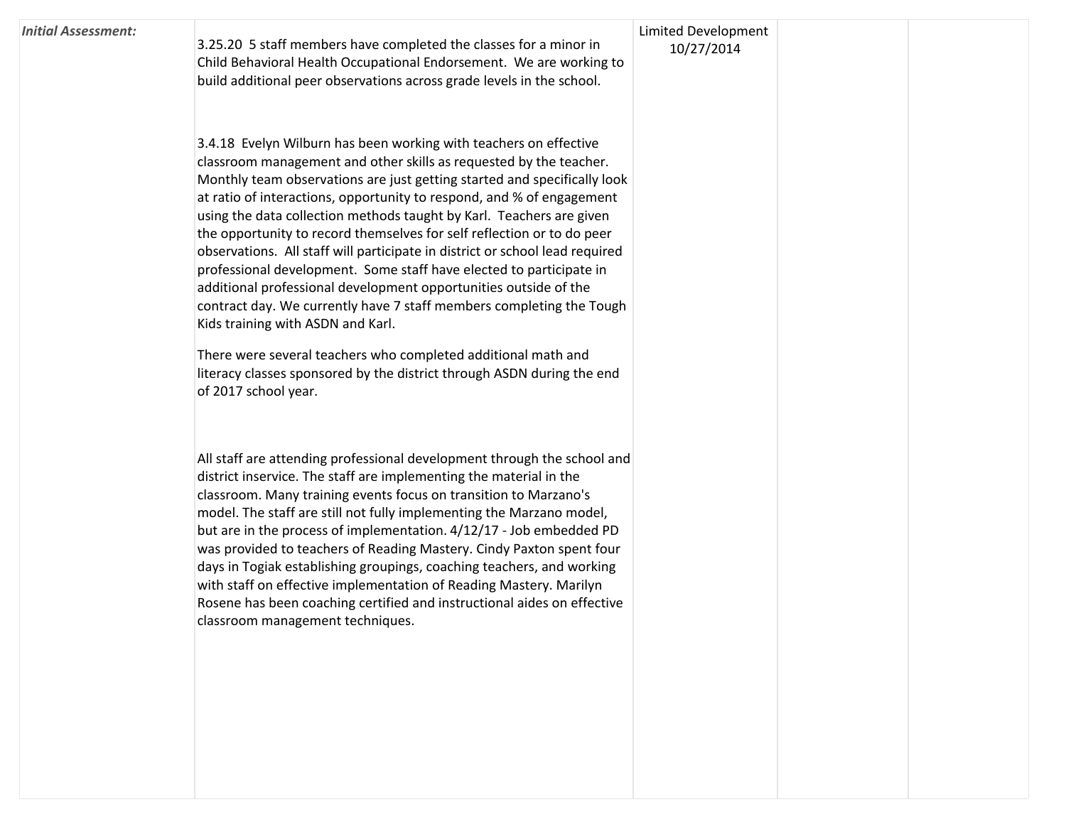| *Initial Assessment:* | 3.25.20 5 staff members have completed the classes for a minor in Child Behavioral Health Occupational Endorsement. We are working to build additional peer observations across grade levels in the school.<br><br>3.4.18 Evelyn Wilburn has been working with teachers on effective classroom management and other skills as requested by the teacher. Monthly team observations are just getting started and specifically look at ratio of interactions, opportunity to respond, and % of engagement using the data collection methods taught by Karl. Teachers are given the opportunity to record themselves for self reflection or to do peer observations. All staff will participate in district or school lead required professional development. Some staff have elected to participate in additional professional development opportunities outside of the contract day. We currently have 7 staff members completing the Tough Kids training with ASDN and Karl.<br><br>There were several teachers who completed additional math and literacy classes sponsored by the district through ASDN during the end of 2017 school year.<br><br>All staff are attending professional development through the school and district inservice. The staff are implementing the material in the classroom. Many training events focus on transition to Marzano's model. The staff are still not fully implementing the Marzano model, but are in the process of implementation. 4/12/17 - Job embedded PD was provided to teachers of Reading Mastery. Cindy Paxton spent four days in Togiak establishing groupings, coaching teachers, and working with staff on effective implementation of Reading Mastery. Marilyn Rosene has been coaching certified and instructional aides on effective classroom management techniques. | Limited Development<br>10/27/2014 | | |
|---|---|---|---|---|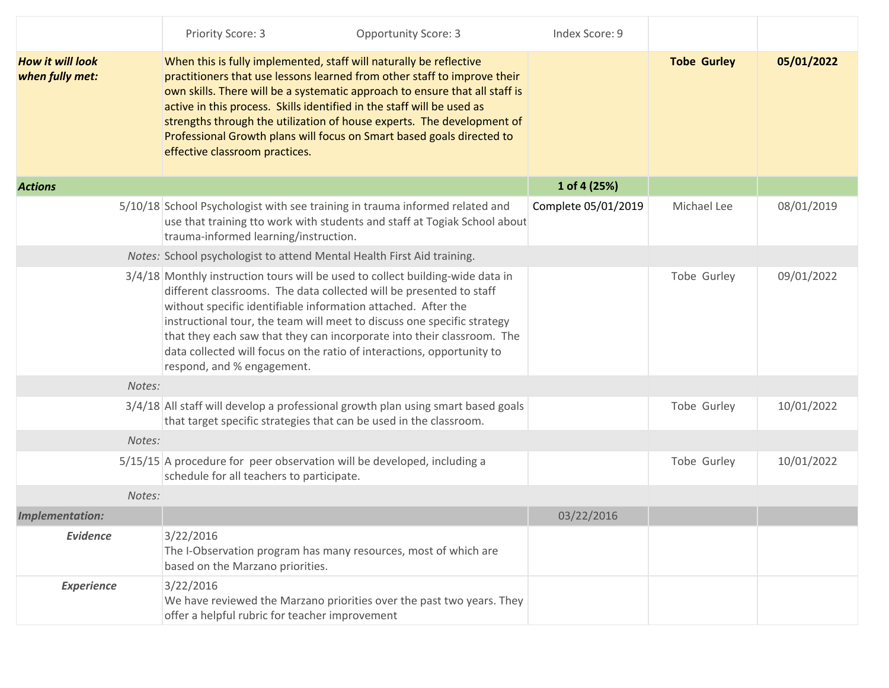| | Priority Score: 3 Opportunity Score: 3 Index Score: 9 | | | |
|---|---|---|---|---|
| ***How it will look when fully met:*** | When this is fully implemented, staff will naturally be reflective practitioners that use lessons learned from other staff to improve their own skills. There will be a systematic approach to ensure that all staff is active in this process. Skills identified in the staff will be used as strengths through the utilization of house experts. The development of Professional Growth plans will focus on Smart based goals directed to effective classroom practices. | | **Tobe Gurley** | **05/01/2022** |
| ***Actions*** | | **1 of 4 (25%)** | | |
| 5/10/18 | School Psychologist with see training in trauma informed related and use that training tto work with students and staff at Togiak School about trauma-informed learning/instruction. | Complete 05/01/2019 | Michael Lee | 08/01/2019 |
| *Notes:* | School psychologist to attend Mental Health First Aid training. | | | |
| 3/4/18 | Monthly instruction tours will be used to collect building-wide data in different classrooms. The data collected will be presented to staff without specific identifiable information attached. After the instructional tour, the team will meet to discuss one specific strategy that they each saw that they can incorporate into their classroom. The data collected will focus on the ratio of interactions, opportunity to respond, and % engagement. | | Tobe Gurley | 09/01/2022 |
| *Notes:* | | | | |
| 3/4/18 | All staff will develop a professional growth plan using smart based goals that target specific strategies that can be used in the classroom. | | Tobe Gurley | 10/01/2022 |
| *Notes:* | | | | |
| 5/15/15 | A procedure for peer observation will be developed, including a schedule for all teachers to participate. | | Tobe Gurley | 10/01/2022 |
| *Notes:* | | | | |
| ***Implementation:*** | | 03/22/2016 | | |
| ***Evidence*** | 3/22/2016<br>The I-Observation program has many resources, most of which are based on the Marzano priorities. | | | |
| ***Experience*** | 3/22/2016<br>We have reviewed the Marzano priorities over the past two years. They offer a helpful rubric for teacher improvement | | | |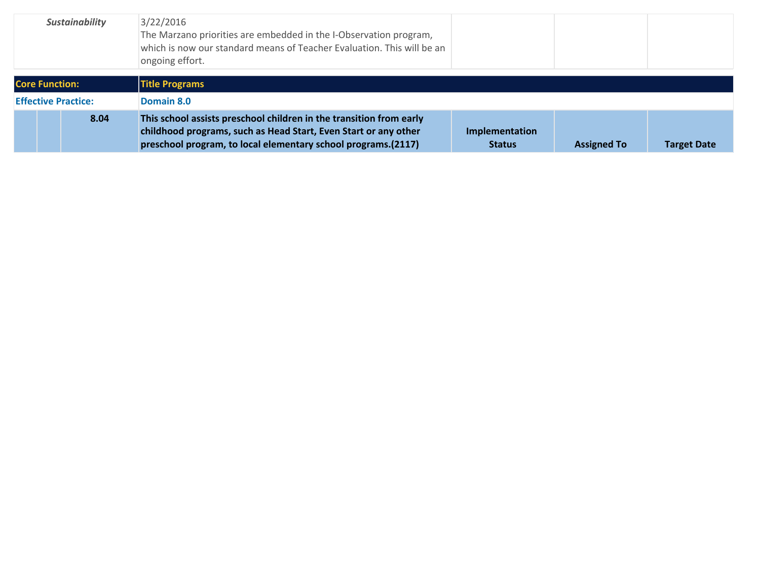| *Sustainability* | 3/22/2016<br>The Marzano priorities are embedded in the I-Observation program, which is now our standard means of Teacher Evaluation. This will be an ongoing effort. | | | |
|---|---|---|---|---|

| Core Function: | | | Title Programs | | | |
|---|---|---|---|---|---|---|
| **Effective Practice:** | | | **Domain 8.0** | | | |
| | | **8.04** | **This school assists preschool children in the transition from early childhood programs, such as Head Start, Even Start or any other preschool program, to local elementary school programs.(2117)** | **Implementation Status** | **Assigned To** | **Target Date** |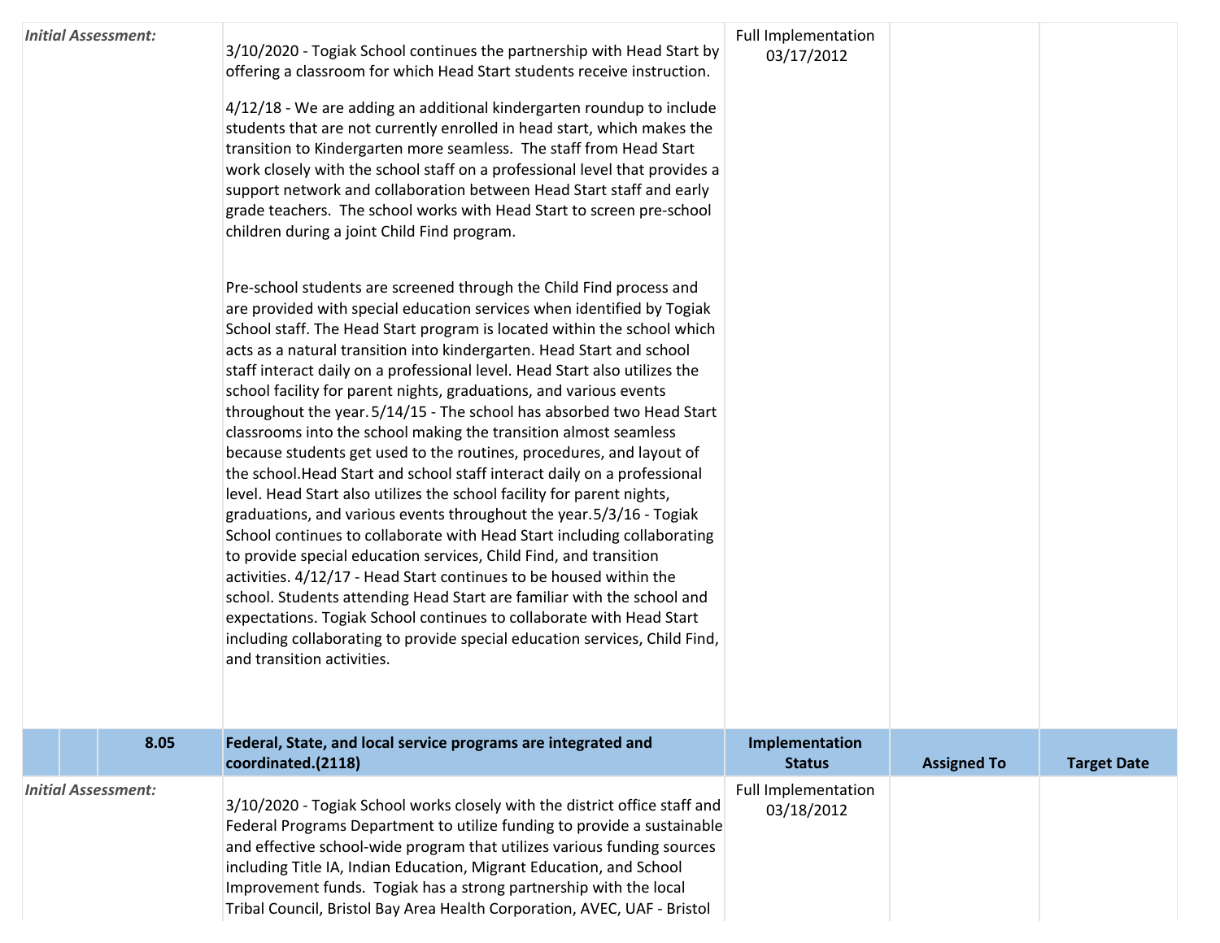| | | | | | | |
|---|---|---|---|---|---|---|
| ***Initial Assessment:*** | | | 3/10/2020 - Togiak School continues the partnership with Head Start by offering a classroom for which Head Start students receive instruction.<br><br>4/12/18 - We are adding an additional kindergarten roundup to include students that are not currently enrolled in head start, which makes the transition to Kindergarten more seamless. The staff from Head Start work closely with the school staff on a professional level that provides a support network and collaboration between Head Start staff and early grade teachers. The school works with Head Start to screen pre-school children during a joint Child Find program.<br><br>Pre-school students are screened through the Child Find process and are provided with special education services when identified by Togiak School staff. The Head Start program is located within the school which acts as a natural transition into kindergarten. Head Start and school staff interact daily on a professional level. Head Start also utilizes the school facility for parent nights, graduations, and various events throughout the year. 5/14/15 - The school has absorbed two Head Start classrooms into the school making the transition almost seamless because students get used to the routines, procedures, and layout of the school.Head Start and school staff interact daily on a professional level. Head Start also utilizes the school facility for parent nights, graduations, and various events throughout the year.5/3/16 - Togiak School continues to collaborate with Head Start including collaborating to provide special education services, Child Find, and transition activities. 4/12/17 - Head Start continues to be housed within the school. Students attending Head Start are familiar with the school and expectations. Togiak School continues to collaborate with Head Start including collaborating to provide special education services, Child Find, and transition activities. | Full Implementation 03/17/2012 | | |
| | | **8.05** | **Federal, State, and local service programs are integrated and coordinated.(2118)** | **Implementation Status** | **Assigned To** | **Target Date** |
| ***Initial Assessment:*** | | | 3/10/2020 - Togiak School works closely with the district office staff and Federal Programs Department to utilize funding to provide a sustainable and effective school-wide program that utilizes various funding sources including Title IA, Indian Education, Migrant Education, and School Improvement funds. Togiak has a strong partnership with the local Tribal Council, Bristol Bay Area Health Corporation, AVEC, UAF - Bristol | Full Implementation 03/18/2012 | | |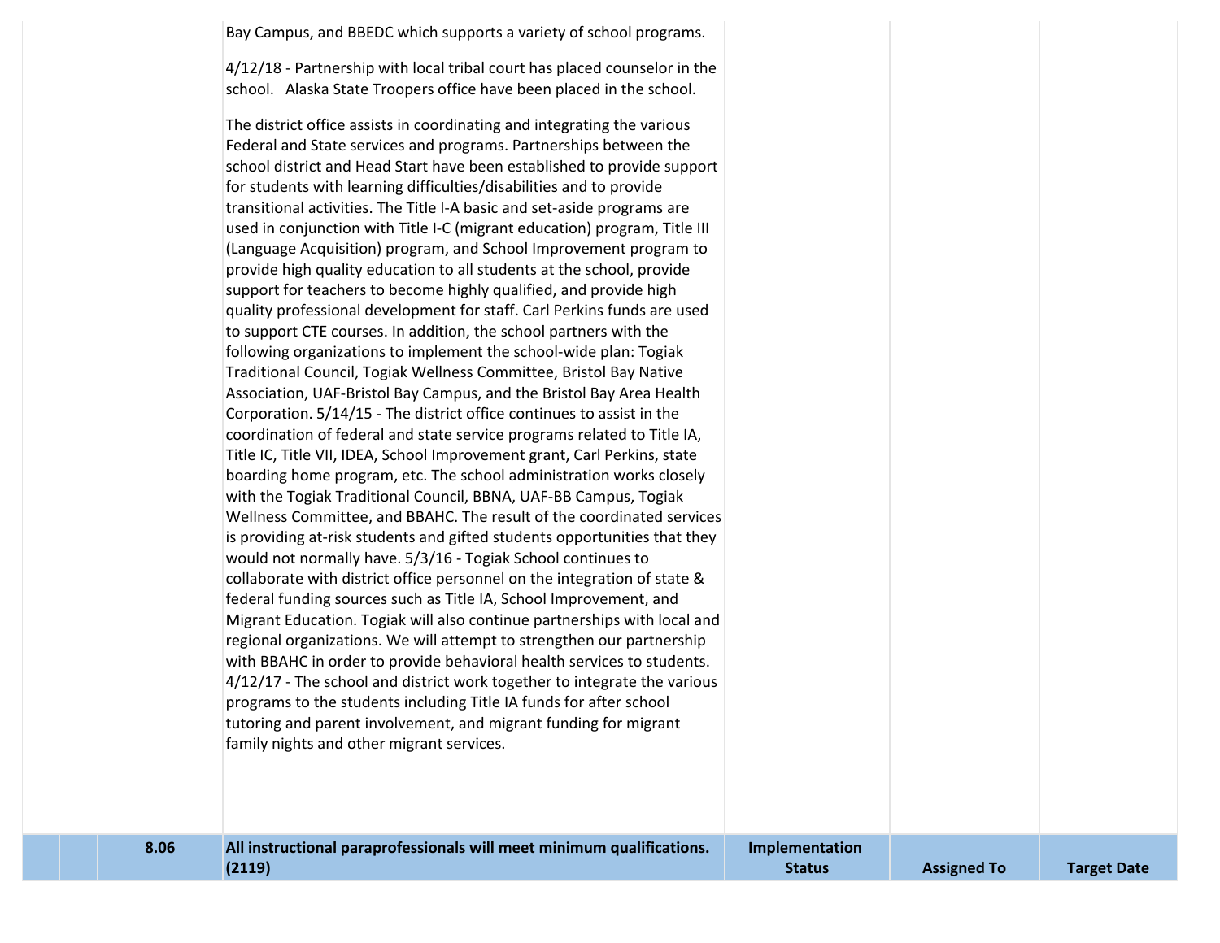| | | | | | | |
|---|---|---|---|---|---|---|
| | | | Bay Campus, and BBEDC which supports a variety of school programs.<br><br>4/12/18 - Partnership with local tribal court has placed counselor in the school. Alaska State Troopers office have been placed in the school.<br><br>The district office assists in coordinating and integrating the various Federal and State services and programs. Partnerships between the school district and Head Start have been established to provide support for students with learning difficulties/disabilities and to provide transitional activities. The Title I-A basic and set-aside programs are used in conjunction with Title I-C (migrant education) program, Title III (Language Acquisition) program, and School Improvement program to provide high quality education to all students at the school, provide support for teachers to become highly qualified, and provide high quality professional development for staff. Carl Perkins funds are used to support CTE courses. In addition, the school partners with the following organizations to implement the school-wide plan: Togiak Traditional Council, Togiak Wellness Committee, Bristol Bay Native Association, UAF-Bristol Bay Campus, and the Bristol Bay Area Health Corporation. 5/14/15 - The district office continues to assist in the coordination of federal and state service programs related to Title IA, Title IC, Title VII, IDEA, School Improvement grant, Carl Perkins, state boarding home program, etc. The school administration works closely with the Togiak Traditional Council, BBNA, UAF-BB Campus, Togiak Wellness Committee, and BBAHC. The result of the coordinated services is providing at-risk students and gifted students opportunities that they would not normally have. 5/3/16 - Togiak School continues to collaborate with district office personnel on the integration of state & federal funding sources such as Title IA, School Improvement, and Migrant Education. Togiak will also continue partnerships with local and regional organizations. We will attempt to strengthen our partnership with BBAHC in order to provide behavioral health services to students. 4/12/17 - The school and district work together to integrate the various programs to the students including Title IA funds for after school tutoring and parent involvement, and migrant funding for migrant family nights and other migrant services. | | | |
| | | **8.06** | **All instructional paraprofessionals will meet minimum qualifications. (2119)** | **Implementation Status** | **Assigned To** | **Target Date** |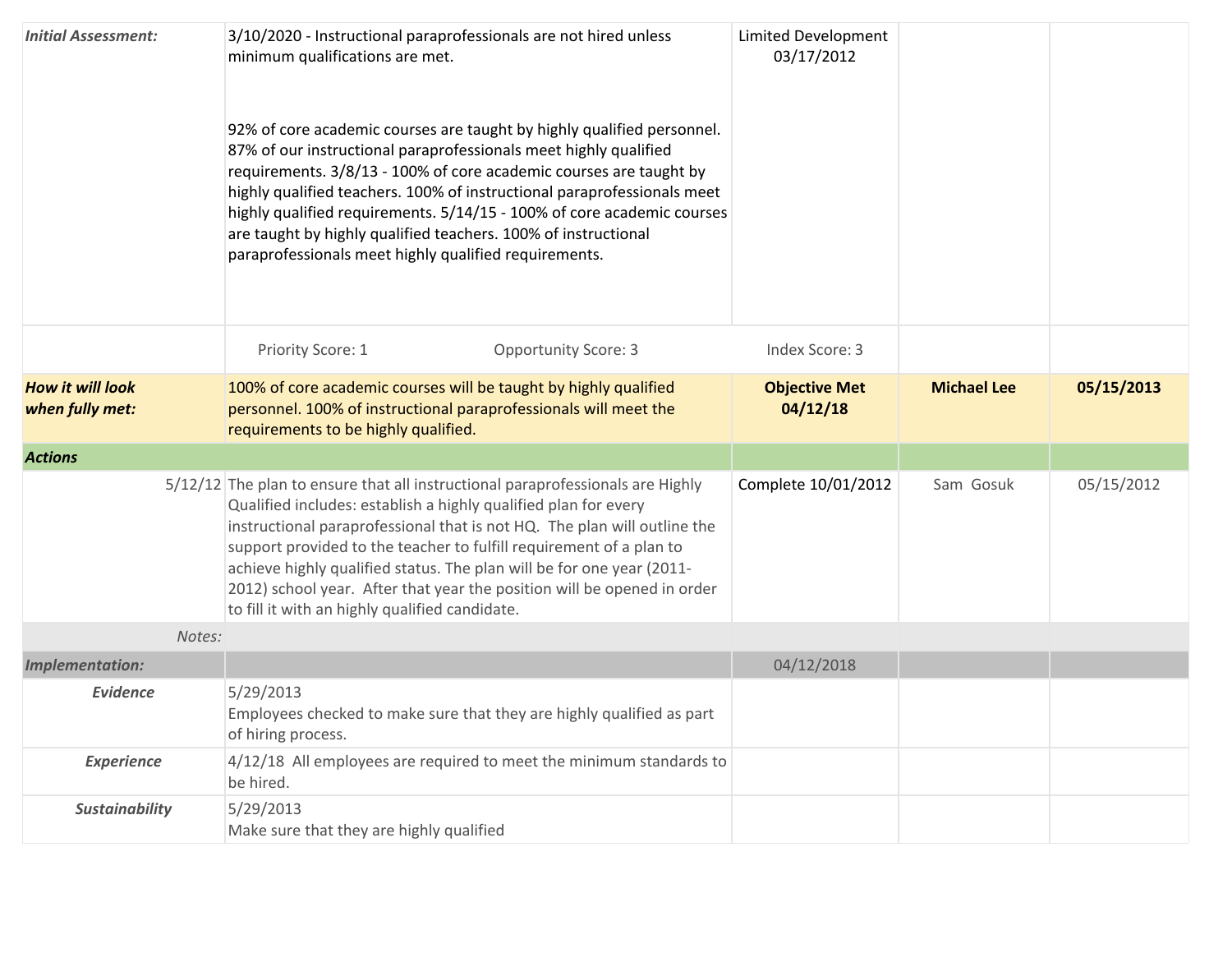| | | | | |
|---|---|---|---|---|
| ***Initial Assessment:*** | 3/10/2020 - Instructional paraprofessionals are not hired unless minimum qualifications are met.<br><br>92% of core academic courses are taught by highly qualified personnel. 87% of our instructional paraprofessionals meet highly qualified requirements. 3/8/13 - 100% of core academic courses are taught by highly qualified teachers. 100% of instructional paraprofessionals meet highly qualified requirements. 5/14/15 - 100% of core academic courses are taught by highly qualified teachers. 100% of instructional paraprofessionals meet highly qualified requirements. | Limited Development 03/17/2012 | | |
| | Priority Score: 1 Opportunity Score: 3 | Index Score: 3 | | |
| ***How it will look when fully met:*** | 100% of core academic courses will be taught by highly qualified personnel. 100% of instructional paraprofessionals will meet the requirements to be highly qualified. | **Objective Met 04/12/18** | **Michael Lee** | **05/15/2013** |
| ***Actions*** | | | | |
| 5/12/12 | The plan to ensure that all instructional paraprofessionals are Highly Qualified includes: establish a highly qualified plan for every instructional paraprofessional that is not HQ. The plan will outline the support provided to the teacher to fulfill requirement of a plan to achieve highly qualified status. The plan will be for one year (2011-2012) school year. After that year the position will be opened in order to fill it with an highly qualified candidate. | Complete 10/01/2012 | Sam Gosuk | 05/15/2012 |
| *Notes:* | | | | |
| ***Implementation:*** | | 04/12/2018 | | |
| ***Evidence*** | 5/29/2013<br>Employees checked to make sure that they are highly qualified as part of hiring process. | | | |
| ***Experience*** | 4/12/18 All employees are required to meet the minimum standards to be hired. | | | |
| ***Sustainability*** | 5/29/2013<br>Make sure that they are highly qualified | | | |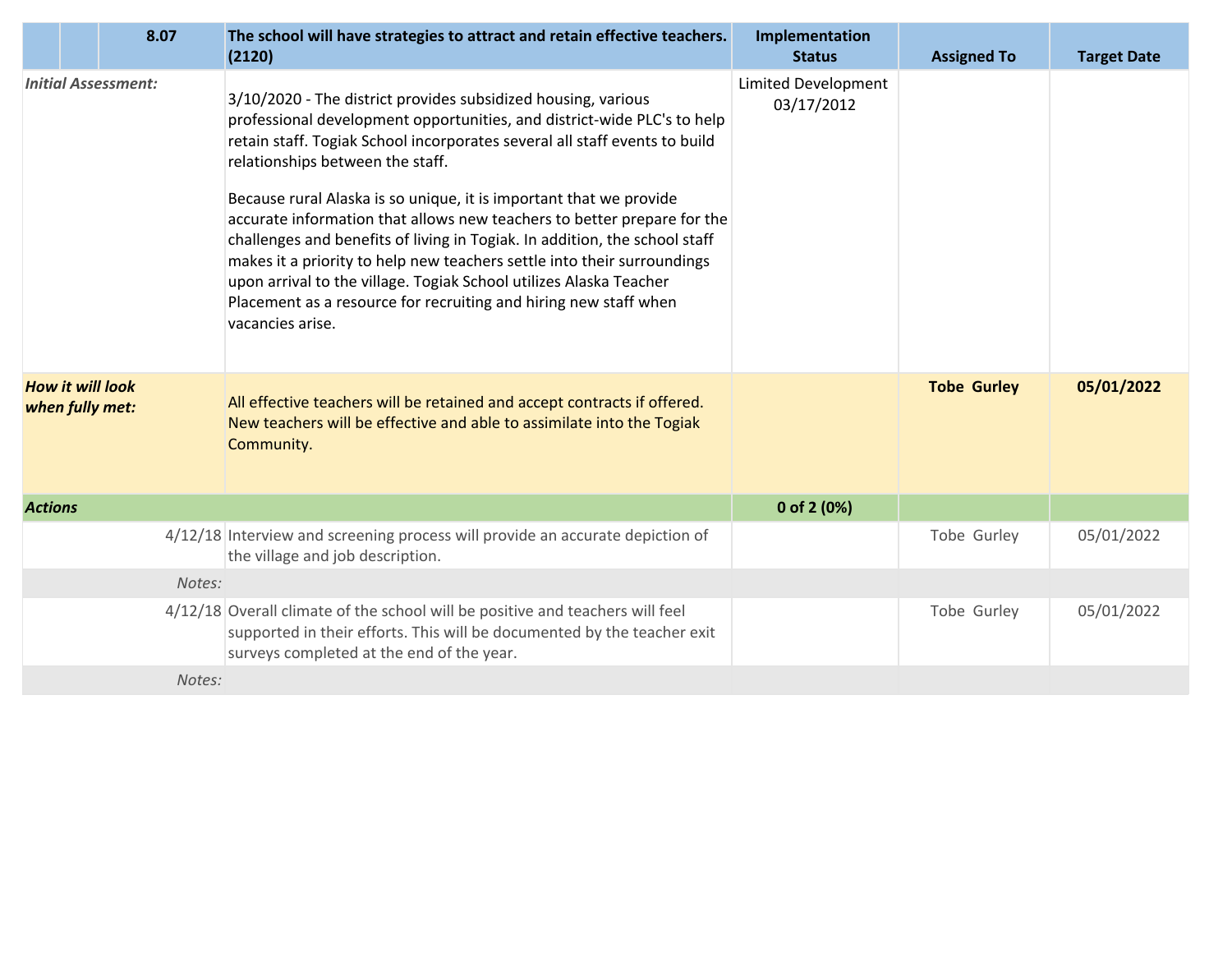| | | 8.07 | The school will have strategies to attract and retain effective teachers. (2120) | Implementation Status | Assigned To | Target Date |
|---|---|---|---|---|---|---|
| *Initial Assessment:* | | | 3/10/2020 - The district provides subsidized housing, various professional development opportunities, and district-wide PLC's to help retain staff. Togiak School incorporates several all staff events to build relationships between the staff.<br><br>Because rural Alaska is so unique, it is important that we provide accurate information that allows new teachers to better prepare for the challenges and benefits of living in Togiak. In addition, the school staff makes it a priority to help new teachers settle into their surroundings upon arrival to the village. Togiak School utilizes Alaska Teacher Placement as a resource for recruiting and hiring new staff when vacancies arise. | Limited Development 03/17/2012 | | |
| ***How it will look when fully met:*** | | | All effective teachers will be retained and accept contracts if offered. New teachers will be effective and able to assimilate into the Togiak Community. | | **Tobe Gurley** | **05/01/2022** |
| ***Actions*** | | | | **0 of 2 (0%)** | | |
| | | 4/12/18 | Interview and screening process will provide an accurate depiction of the village and job description. | | Tobe Gurley | 05/01/2022 |
| | | *Notes:* | | | | |
| | | 4/12/18 | Overall climate of the school will be positive and teachers will feel supported in their efforts. This will be documented by the teacher exit surveys completed at the end of the year. | | Tobe Gurley | 05/01/2022 |
| | | *Notes:* | | | | |